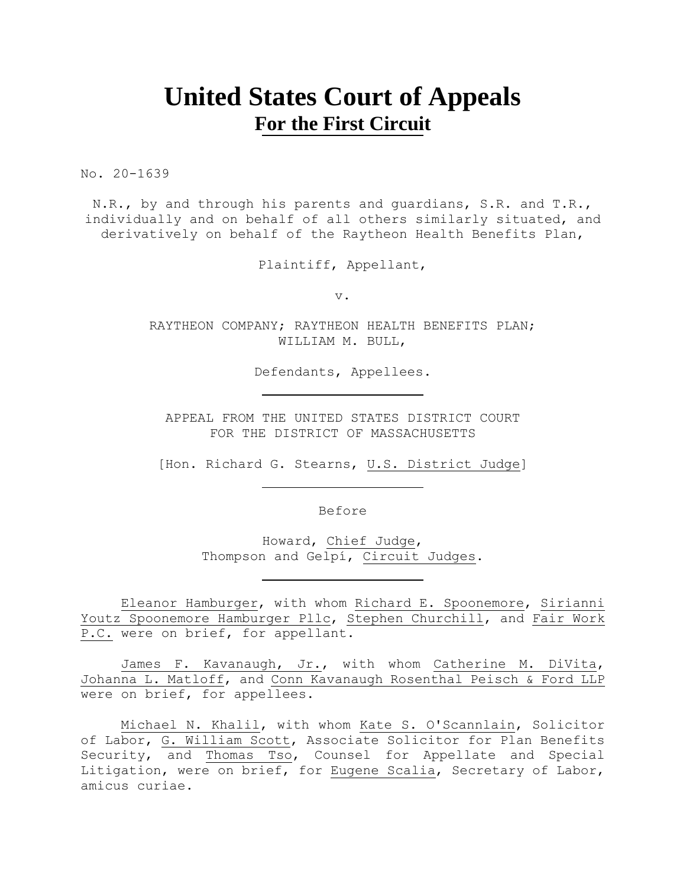# United States Court of Appeals
## For the First Circuit

No. 20-1639

N.R., by and through his parents and guardians, S.R. and T.R., individually and on behalf of all others similarly situated, and derivatively on behalf of the Raytheon Health Benefits Plan,

Plaintiff, Appellant,

v.

RAYTHEON COMPANY; RAYTHEON HEALTH BENEFITS PLAN; WILLIAM M. BULL,

Defendants, Appellees.

---

APPEAL FROM THE UNITED STATES DISTRICT COURT
FOR THE DISTRICT OF MASSACHUSETTS

[Hon. Richard G. Stearns, U.S. District Judge]

---

Before

Howard, Chief Judge,
Thompson and Gelpí, Circuit Judges.

---

Eleanor Hamburger, with whom Richard E. Spoonemore, Sirianni Youtz Spoonemore Hamburger Pllc, Stephen Churchill, and Fair Work P.C. were on brief, for appellant.

James F. Kavanaugh, Jr., with whom Catherine M. DiVita, Johanna L. Matloff, and Conn Kavanaugh Rosenthal Peisch & Ford LLP were on brief, for appellees.

Michael N. Khalil, with whom Kate S. O'Scannlain, Solicitor of Labor, G. William Scott, Associate Solicitor for Plan Benefits Security, and Thomas Tso, Counsel for Appellate and Special Litigation, were on brief, for Eugene Scalia, Secretary of Labor, amicus curiae.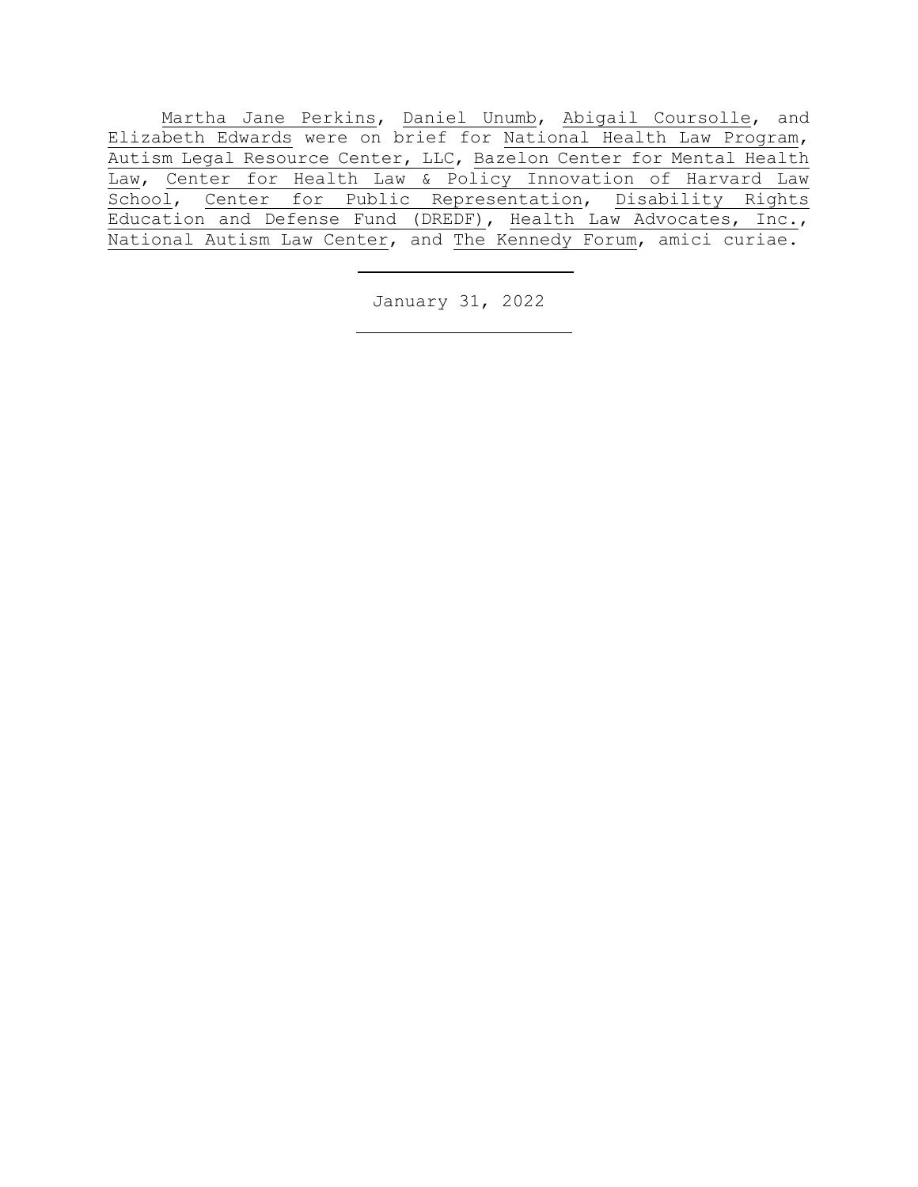Martha Jane Perkins, Daniel Unumb, Abigail Coursolle, and Elizabeth Edwards were on brief for National Health Law Program, Autism Legal Resource Center, LLC, Bazelon Center for Mental Health Law, Center for Health Law & Policy Innovation of Harvard Law School, Center for Public Representation, Disability Rights Education and Defense Fund (DREDF), Health Law Advocates, Inc., National Autism Law Center, and The Kennedy Forum, amici curiae.

---

January 31, 2022

---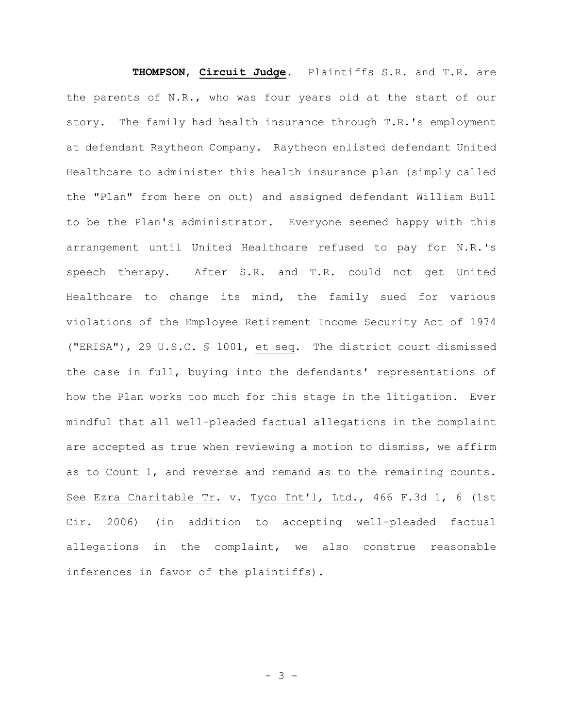**THOMPSON**, **Circuit Judge**. Plaintiffs S.R. and T.R. are the parents of N.R., who was four years old at the start of our story. The family had health insurance through T.R.'s employment at defendant Raytheon Company. Raytheon enlisted defendant United Healthcare to administer this health insurance plan (simply called the "Plan" from here on out) and assigned defendant William Bull to be the Plan's administrator. Everyone seemed happy with this arrangement until United Healthcare refused to pay for N.R.'s speech therapy. After S.R. and T.R. could not get United Healthcare to change its mind, the family sued for various violations of the Employee Retirement Income Security Act of 1974 ("ERISA"), 29 U.S.C. § 1001, et seq. The district court dismissed the case in full, buying into the defendants' representations of how the Plan works too much for this stage in the litigation. Ever mindful that all well-pleaded factual allegations in the complaint are accepted as true when reviewing a motion to dismiss, we affirm as to Count 1, and reverse and remand as to the remaining counts. See Ezra Charitable Tr. v. Tyco Int'l, Ltd., 466 F.3d 1, 6 (1st Cir. 2006) (in addition to accepting well-pleaded factual allegations in the complaint, we also construe reasonable inferences in favor of the plaintiffs).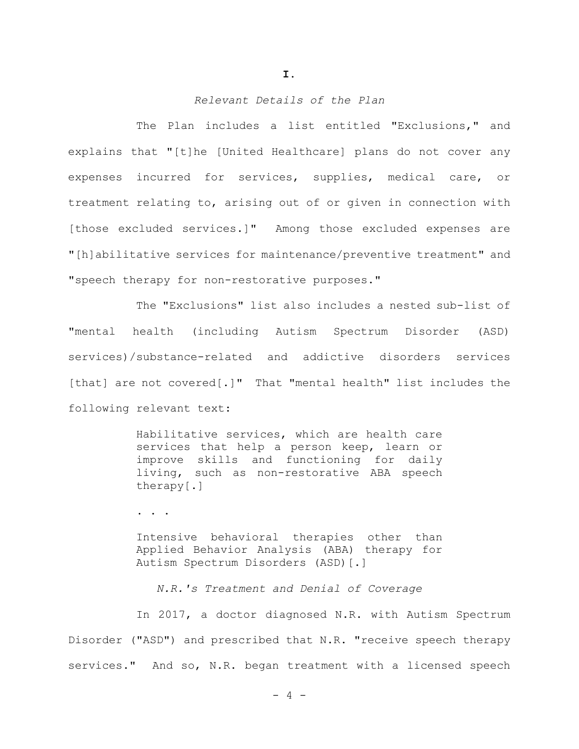**I.**

*Relevant Details of the Plan*

The Plan includes a list entitled "Exclusions," and explains that "[t]he [United Healthcare] plans do not cover any expenses incurred for services, supplies, medical care, or treatment relating to, arising out of or given in connection with [those excluded services.]" Among those excluded expenses are "[h]abilitative services for maintenance/preventive treatment" and "speech therapy for non-restorative purposes."

The "Exclusions" list also includes a nested sub-list of "mental health (including Autism Spectrum Disorder (ASD) services)/substance-related and addictive disorders services [that] are not covered[.]" That "mental health" list includes the following relevant text:

> Habilitative services, which are health care services that help a person keep, learn or improve skills and functioning for daily living, such as non-restorative ABA speech therapy[.]
>
> . . .
>
> Intensive behavioral therapies other than Applied Behavior Analysis (ABA) therapy for Autism Spectrum Disorders (ASD)[.]

*N.R.'s Treatment and Denial of Coverage*

In 2017, a doctor diagnosed N.R. with Autism Spectrum Disorder ("ASD") and prescribed that N.R. "receive speech therapy services." And so, N.R. began treatment with a licensed speech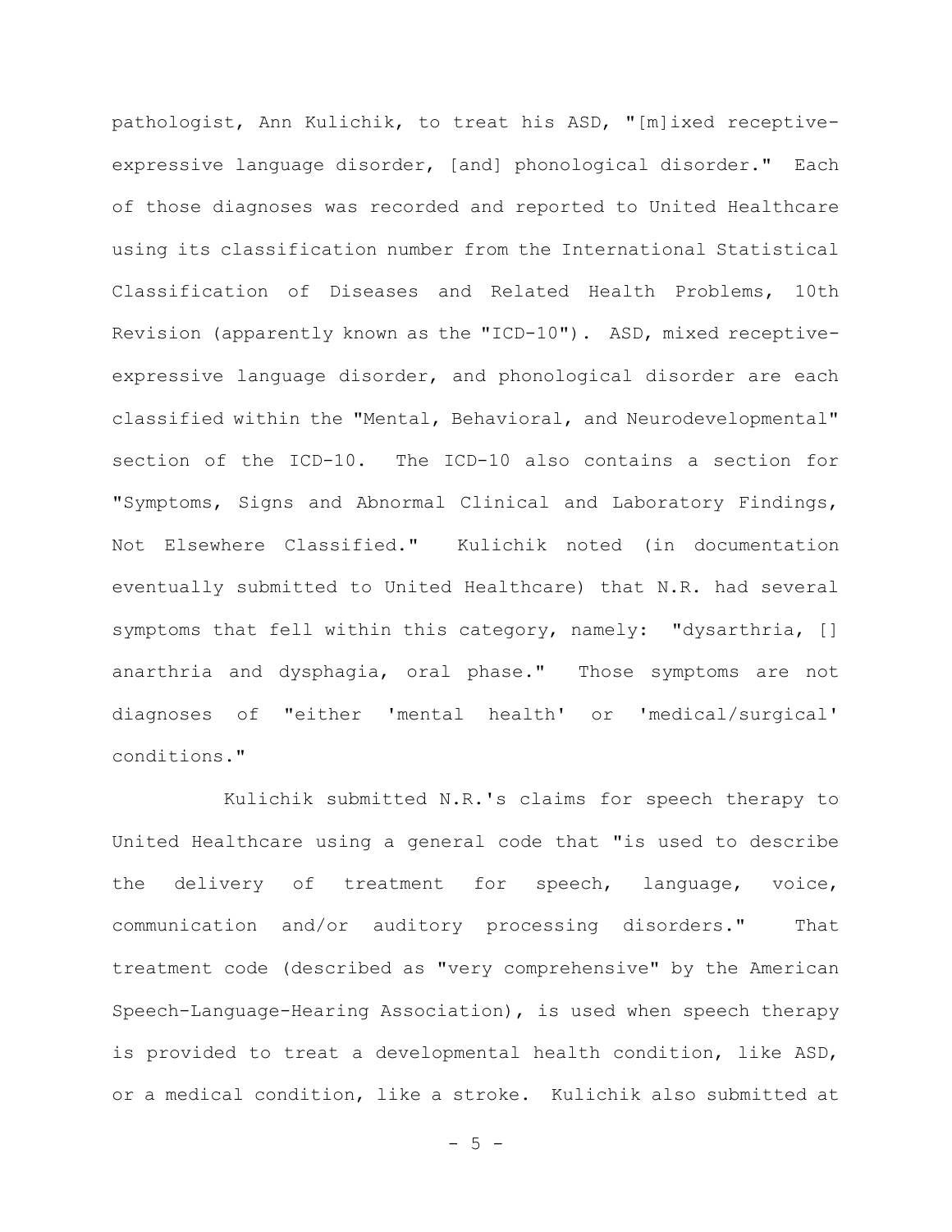pathologist, Ann Kulichik, to treat his ASD, "[m]ixed receptive-expressive language disorder, [and] phonological disorder." Each of those diagnoses was recorded and reported to United Healthcare using its classification number from the International Statistical Classification of Diseases and Related Health Problems, 10th Revision (apparently known as the "ICD-10"). ASD, mixed receptive-expressive language disorder, and phonological disorder are each classified within the "Mental, Behavioral, and Neurodevelopmental" section of the ICD-10. The ICD-10 also contains a section for "Symptoms, Signs and Abnormal Clinical and Laboratory Findings, Not Elsewhere Classified." Kulichik noted (in documentation eventually submitted to United Healthcare) that N.R. had several symptoms that fell within this category, namely: "dysarthria, [] anarthria and dysphagia, oral phase." Those symptoms are not diagnoses of "either 'mental health' or 'medical/surgical' conditions."

Kulichik submitted N.R.'s claims for speech therapy to United Healthcare using a general code that "is used to describe the delivery of treatment for speech, language, voice, communication and/or auditory processing disorders." That treatment code (described as "very comprehensive" by the American Speech-Language-Hearing Association), is used when speech therapy is provided to treat a developmental health condition, like ASD, or a medical condition, like a stroke. Kulichik also submitted at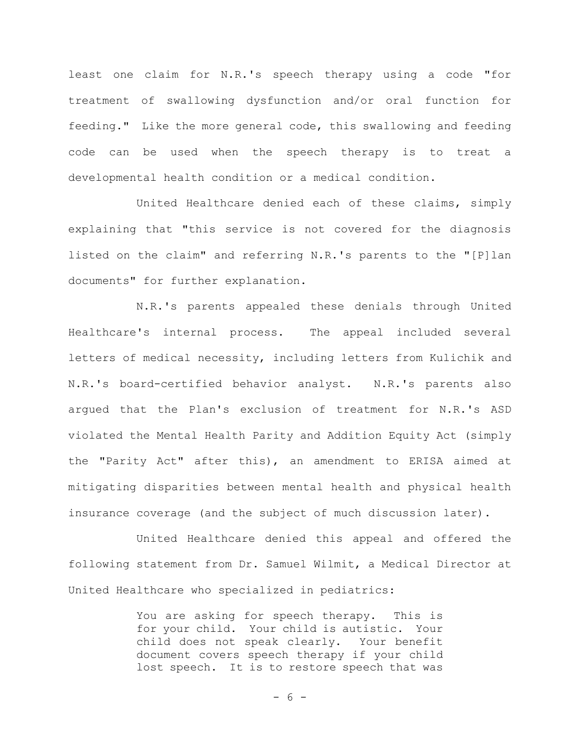least one claim for N.R.'s speech therapy using a code "for treatment of swallowing dysfunction and/or oral function for feeding." Like the more general code, this swallowing and feeding code can be used when the speech therapy is to treat a developmental health condition or a medical condition.

United Healthcare denied each of these claims, simply explaining that "this service is not covered for the diagnosis listed on the claim" and referring N.R.'s parents to the "[P]lan documents" for further explanation.

N.R.'s parents appealed these denials through United Healthcare's internal process. The appeal included several letters of medical necessity, including letters from Kulichik and N.R.'s board-certified behavior analyst. N.R.'s parents also argued that the Plan's exclusion of treatment for N.R.'s ASD violated the Mental Health Parity and Addition Equity Act (simply the "Parity Act" after this), an amendment to ERISA aimed at mitigating disparities between mental health and physical health insurance coverage (and the subject of much discussion later).

United Healthcare denied this appeal and offered the following statement from Dr. Samuel Wilmit, a Medical Director at United Healthcare who specialized in pediatrics:

> You are asking for speech therapy. This is for your child. Your child is autistic. Your child does not speak clearly. Your benefit document covers speech therapy if your child lost speech. It is to restore speech that was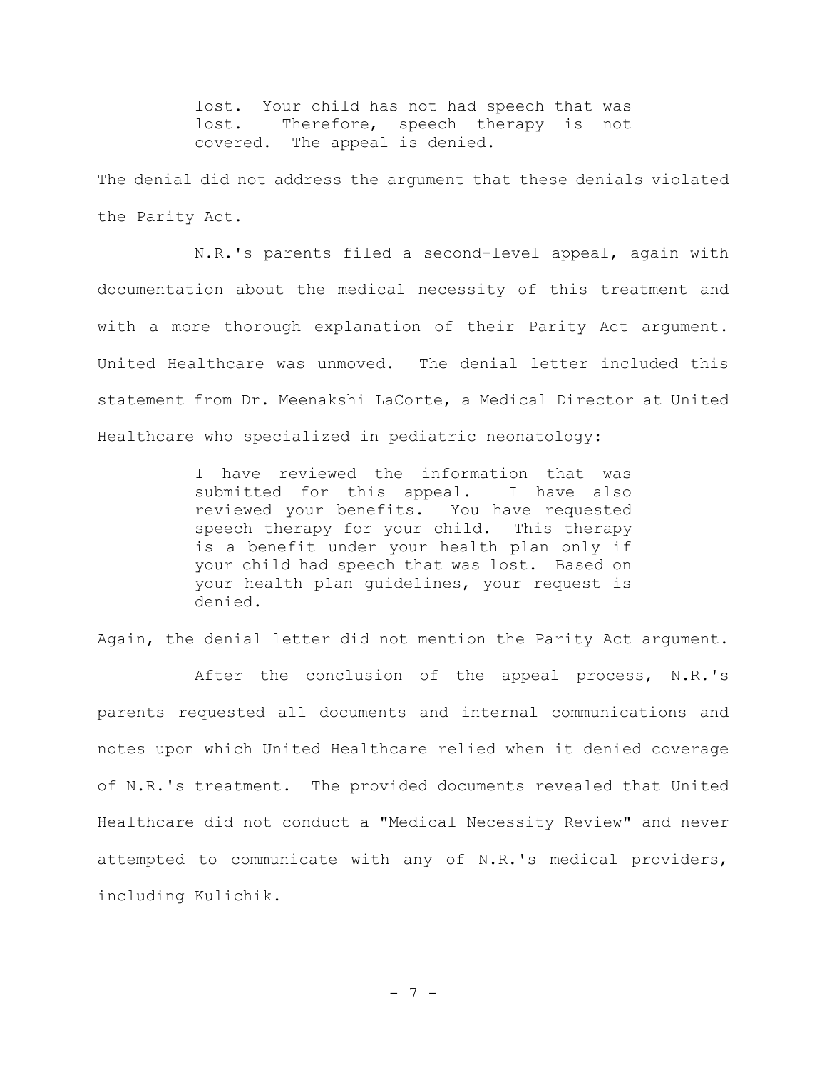> lost. Your child has not had speech that was lost. Therefore, speech therapy is not covered. The appeal is denied.

The denial did not address the argument that these denials violated the Parity Act.

N.R.'s parents filed a second-level appeal, again with documentation about the medical necessity of this treatment and with a more thorough explanation of their Parity Act argument. United Healthcare was unmoved. The denial letter included this statement from Dr. Meenakshi LaCorte, a Medical Director at United Healthcare who specialized in pediatric neonatology:

> I have reviewed the information that was submitted for this appeal. I have also reviewed your benefits. You have requested speech therapy for your child. This therapy is a benefit under your health plan only if your child had speech that was lost. Based on your health plan guidelines, your request is denied.

Again, the denial letter did not mention the Parity Act argument.

After the conclusion of the appeal process, N.R.'s parents requested all documents and internal communications and notes upon which United Healthcare relied when it denied coverage of N.R.'s treatment. The provided documents revealed that United Healthcare did not conduct a "Medical Necessity Review" and never attempted to communicate with any of N.R.'s medical providers, including Kulichik.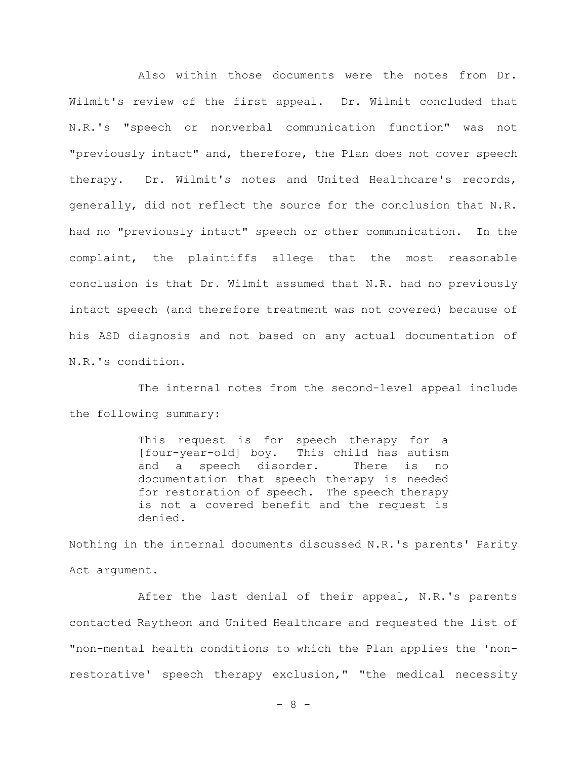Also within those documents were the notes from Dr. Wilmit's review of the first appeal. Dr. Wilmit concluded that N.R.'s "speech or nonverbal communication function" was not "previously intact" and, therefore, the Plan does not cover speech therapy. Dr. Wilmit's notes and United Healthcare's records, generally, did not reflect the source for the conclusion that N.R. had no "previously intact" speech or other communication. In the complaint, the plaintiffs allege that the most reasonable conclusion is that Dr. Wilmit assumed that N.R. had no previously intact speech (and therefore treatment was not covered) because of his ASD diagnosis and not based on any actual documentation of N.R.'s condition.

The internal notes from the second-level appeal include the following summary:

> This request is for speech therapy for a [four-year-old] boy. This child has autism and a speech disorder. There is no documentation that speech therapy is needed for restoration of speech. The speech therapy is not a covered benefit and the request is denied.

Nothing in the internal documents discussed N.R.'s parents' Parity Act argument.

After the last denial of their appeal, N.R.'s parents contacted Raytheon and United Healthcare and requested the list of "non-mental health conditions to which the Plan applies the 'non-restorative' speech therapy exclusion," "the medical necessity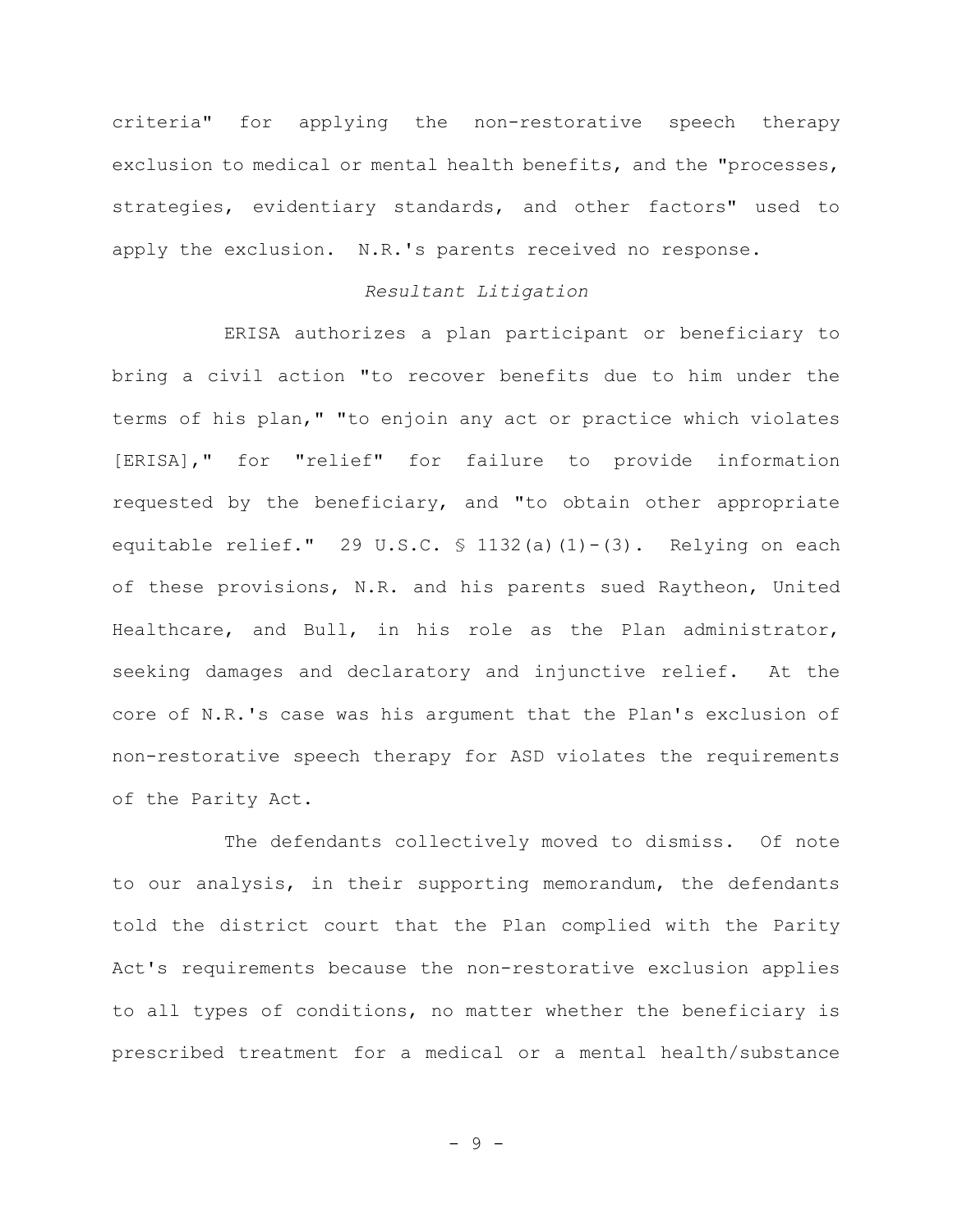criteria" for applying the non-restorative speech therapy exclusion to medical or mental health benefits, and the "processes, strategies, evidentiary standards, and other factors" used to apply the exclusion. N.R.'s parents received no response.

*Resultant Litigation*

ERISA authorizes a plan participant or beneficiary to bring a civil action "to recover benefits due to him under the terms of his plan," "to enjoin any act or practice which violates [ERISA]," for "relief" for failure to provide information requested by the beneficiary, and "to obtain other appropriate equitable relief." 29 U.S.C. § 1132(a)(1)-(3). Relying on each of these provisions, N.R. and his parents sued Raytheon, United Healthcare, and Bull, in his role as the Plan administrator, seeking damages and declaratory and injunctive relief. At the core of N.R.'s case was his argument that the Plan's exclusion of non-restorative speech therapy for ASD violates the requirements of the Parity Act.

The defendants collectively moved to dismiss. Of note to our analysis, in their supporting memorandum, the defendants told the district court that the Plan complied with the Parity Act's requirements because the non-restorative exclusion applies to all types of conditions, no matter whether the beneficiary is prescribed treatment for a medical or a mental health/substance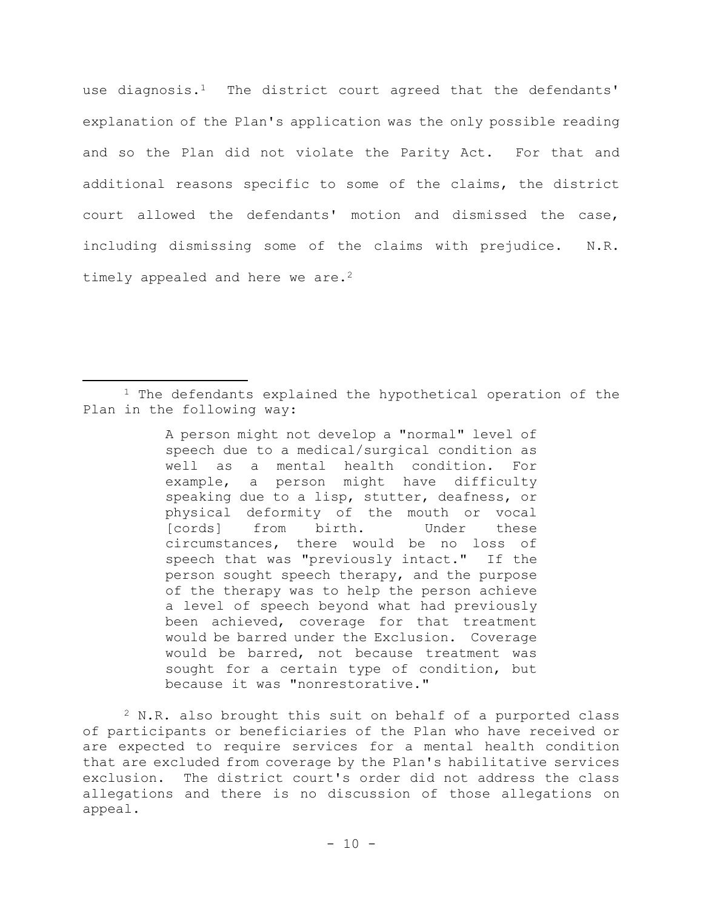use diagnosis.[1] The district court agreed that the defendants' explanation of the Plan's application was the only possible reading and so the Plan did not violate the Parity Act. For that and additional reasons specific to some of the claims, the district court allowed the defendants' motion and dismissed the case, including dismissing some of the claims with prejudice. N.R. timely appealed and here we are.[2]

---

[1] The defendants explained the hypothetical operation of the Plan in the following way:

> A person might not develop a "normal" level of speech due to a medical/surgical condition as well as a mental health condition. For example, a person might have difficulty speaking due to a lisp, stutter, deafness, or physical deformity of the mouth or vocal [cords] from birth. Under these circumstances, there would be no loss of speech that was "previously intact." If the person sought speech therapy, and the purpose of the therapy was to help the person achieve a level of speech beyond what had previously been achieved, coverage for that treatment would be barred under the Exclusion. Coverage would be barred, not because treatment was sought for a certain type of condition, but because it was "nonrestorative."

[2] N.R. also brought this suit on behalf of a purported class of participants or beneficiaries of the Plan who have received or are expected to require services for a mental health condition that are excluded from coverage by the Plan's habilitative services exclusion. The district court's order did not address the class allegations and there is no discussion of those allegations on appeal.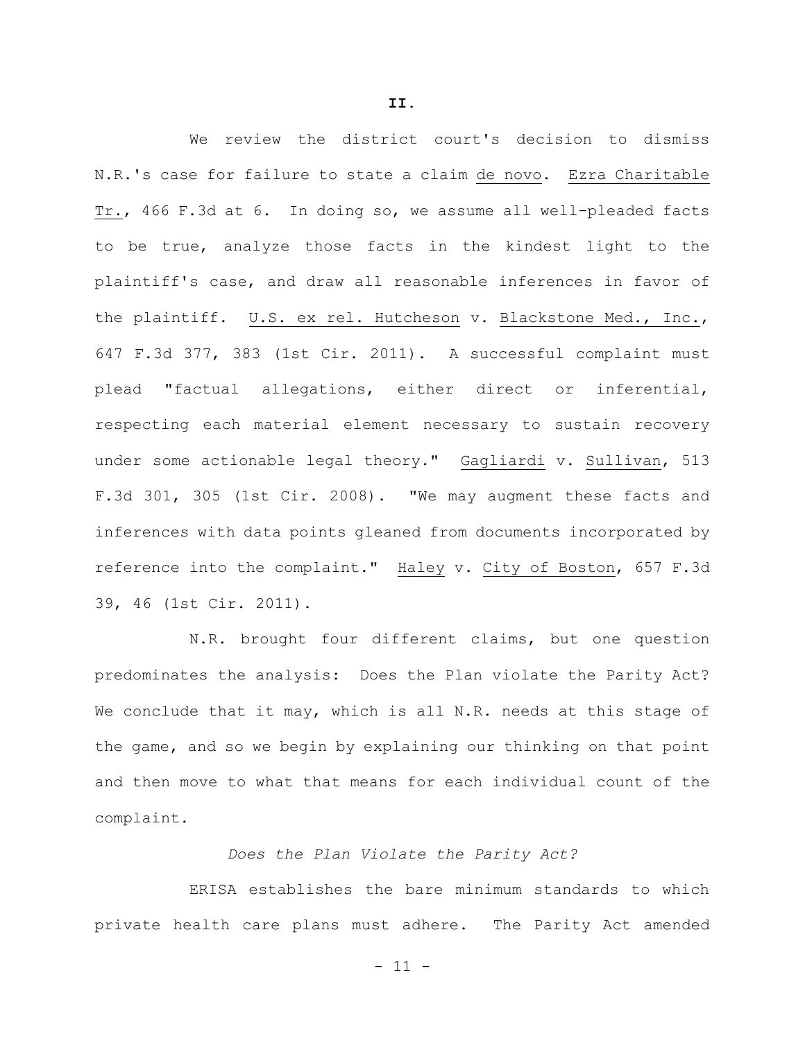## II.

We review the district court's decision to dismiss N.R.'s case for failure to state a claim de novo. Ezra Charitable Tr., 466 F.3d at 6. In doing so, we assume all well-pleaded facts to be true, analyze those facts in the kindest light to the plaintiff's case, and draw all reasonable inferences in favor of the plaintiff. U.S. ex rel. Hutcheson v. Blackstone Med., Inc., 647 F.3d 377, 383 (1st Cir. 2011). A successful complaint must plead "factual allegations, either direct or inferential, respecting each material element necessary to sustain recovery under some actionable legal theory." Gagliardi v. Sullivan, 513 F.3d 301, 305 (1st Cir. 2008). "We may augment these facts and inferences with data points gleaned from documents incorporated by reference into the complaint." Haley v. City of Boston, 657 F.3d 39, 46 (1st Cir. 2011).

N.R. brought four different claims, but one question predominates the analysis: Does the Plan violate the Parity Act? We conclude that it may, which is all N.R. needs at this stage of the game, and so we begin by explaining our thinking on that point and then move to what that means for each individual count of the complaint.

*Does the Plan Violate the Parity Act?*

ERISA establishes the bare minimum standards to which private health care plans must adhere. The Parity Act amended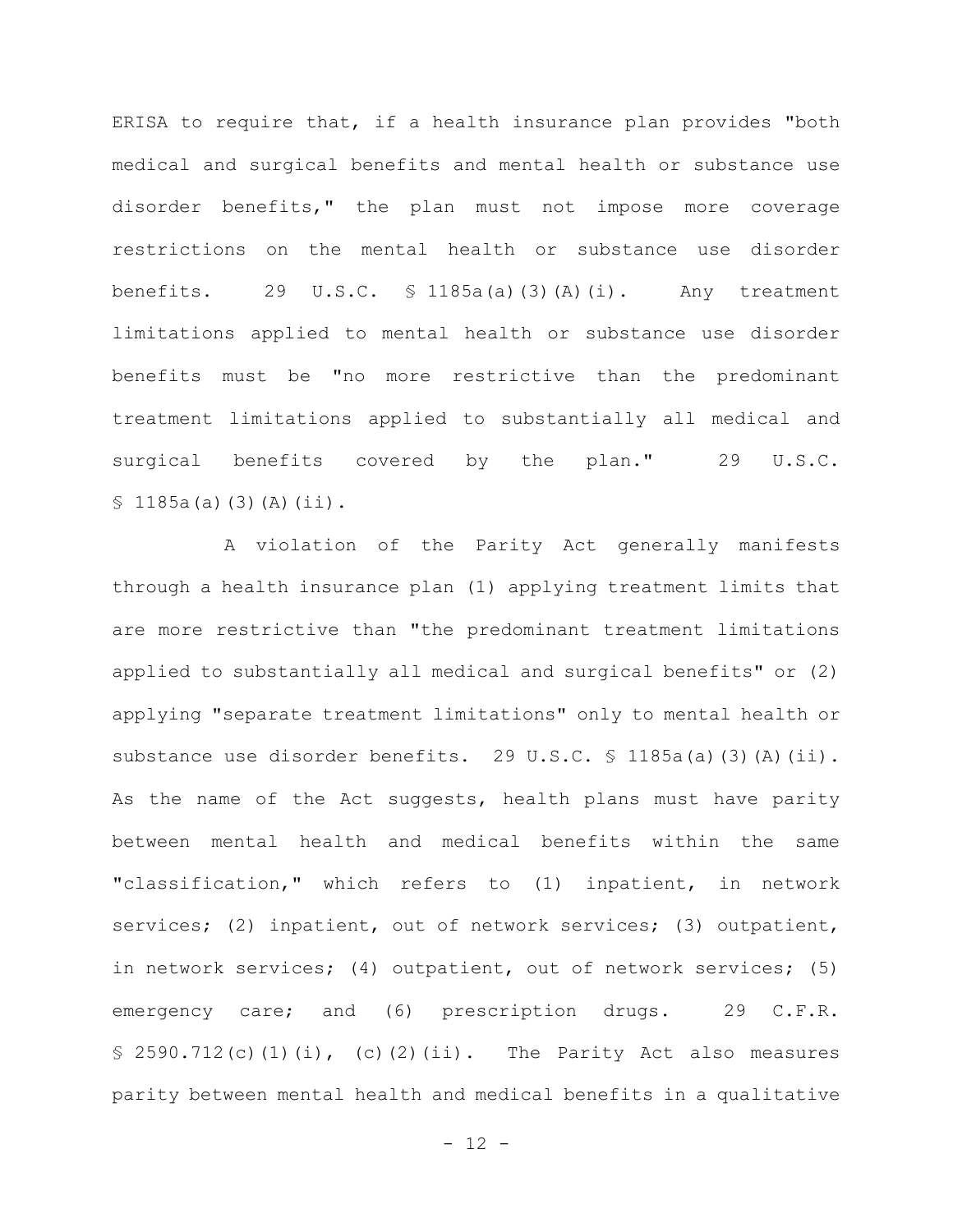ERISA to require that, if a health insurance plan provides "both medical and surgical benefits and mental health or substance use disorder benefits," the plan must not impose more coverage restrictions on the mental health or substance use disorder benefits. 29 U.S.C. § 1185a(a)(3)(A)(i). Any treatment limitations applied to mental health or substance use disorder benefits must be "no more restrictive than the predominant treatment limitations applied to substantially all medical and surgical benefits covered by the plan." 29 U.S.C. § 1185a(a)(3)(A)(ii).

A violation of the Parity Act generally manifests through a health insurance plan (1) applying treatment limits that are more restrictive than "the predominant treatment limitations applied to substantially all medical and surgical benefits" or (2) applying "separate treatment limitations" only to mental health or substance use disorder benefits. 29 U.S.C. § 1185a(a)(3)(A)(ii). As the name of the Act suggests, health plans must have parity between mental health and medical benefits within the same "classification," which refers to (1) inpatient, in network services; (2) inpatient, out of network services; (3) outpatient, in network services; (4) outpatient, out of network services; (5) emergency care; and (6) prescription drugs. 29 C.F.R. § 2590.712(c)(1)(i), (c)(2)(ii). The Parity Act also measures parity between mental health and medical benefits in a qualitative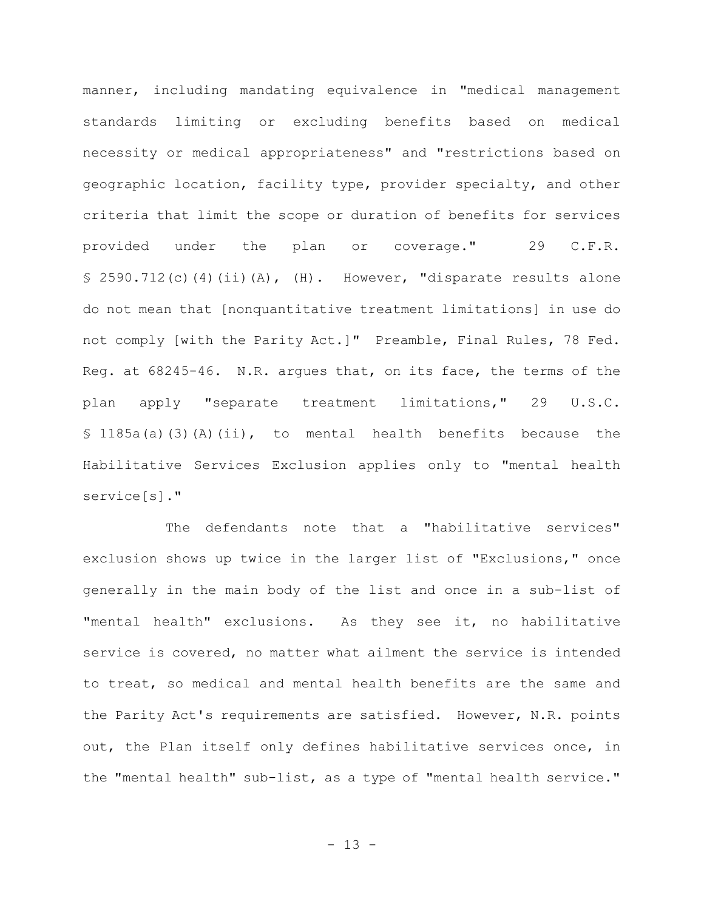manner, including mandating equivalence in "medical management standards limiting or excluding benefits based on medical necessity or medical appropriateness" and "restrictions based on geographic location, facility type, provider specialty, and other criteria that limit the scope or duration of benefits for services provided under the plan or coverage." 29 C.F.R. § 2590.712(c)(4)(ii)(A), (H). However, "disparate results alone do not mean that [nonquantitative treatment limitations] in use do not comply [with the Parity Act.]" Preamble, Final Rules, 78 Fed. Reg. at 68245-46. N.R. argues that, on its face, the terms of the plan apply "separate treatment limitations," 29 U.S.C. § 1185a(a)(3)(A)(ii), to mental health benefits because the Habilitative Services Exclusion applies only to "mental health service[s]."

The defendants note that a "habilitative services" exclusion shows up twice in the larger list of "Exclusions," once generally in the main body of the list and once in a sub-list of "mental health" exclusions. As they see it, no habilitative service is covered, no matter what ailment the service is intended to treat, so medical and mental health benefits are the same and the Parity Act's requirements are satisfied. However, N.R. points out, the Plan itself only defines habilitative services once, in the "mental health" sub-list, as a type of "mental health service."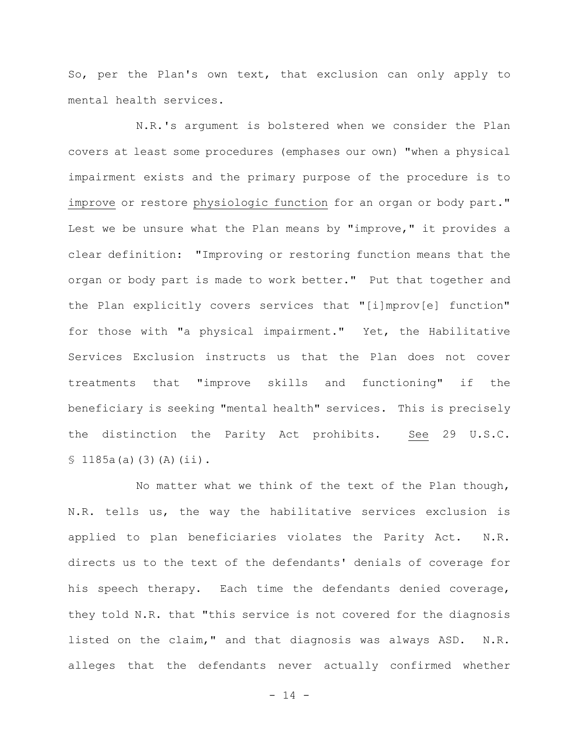So, per the Plan's own text, that exclusion can only apply to mental health services.

N.R.'s argument is bolstered when we consider the Plan covers at least some procedures (emphases our own) "when a physical impairment exists and the primary purpose of the procedure is to <u>improve</u> or restore <u>physiologic function</u> for an organ or body part." Lest we be unsure what the Plan means by "improve," it provides a clear definition: "Improving or restoring function means that the organ or body part is made to work better." Put that together and the Plan explicitly covers services that "[i]mprov[e] function" for those with "a physical impairment." Yet, the Habilitative Services Exclusion instructs us that the Plan does not cover treatments that "improve skills and functioning" if the beneficiary is seeking "mental health" services. This is precisely the distinction the Parity Act prohibits. <u>See</u> 29 U.S.C. § 1185a(a)(3)(A)(ii).

No matter what we think of the text of the Plan though, N.R. tells us, the way the habilitative services exclusion is applied to plan beneficiaries violates the Parity Act. N.R. directs us to the text of the defendants' denials of coverage for his speech therapy. Each time the defendants denied coverage, they told N.R. that "this service is not covered for the diagnosis listed on the claim," and that diagnosis was always ASD. N.R. alleges that the defendants never actually confirmed whether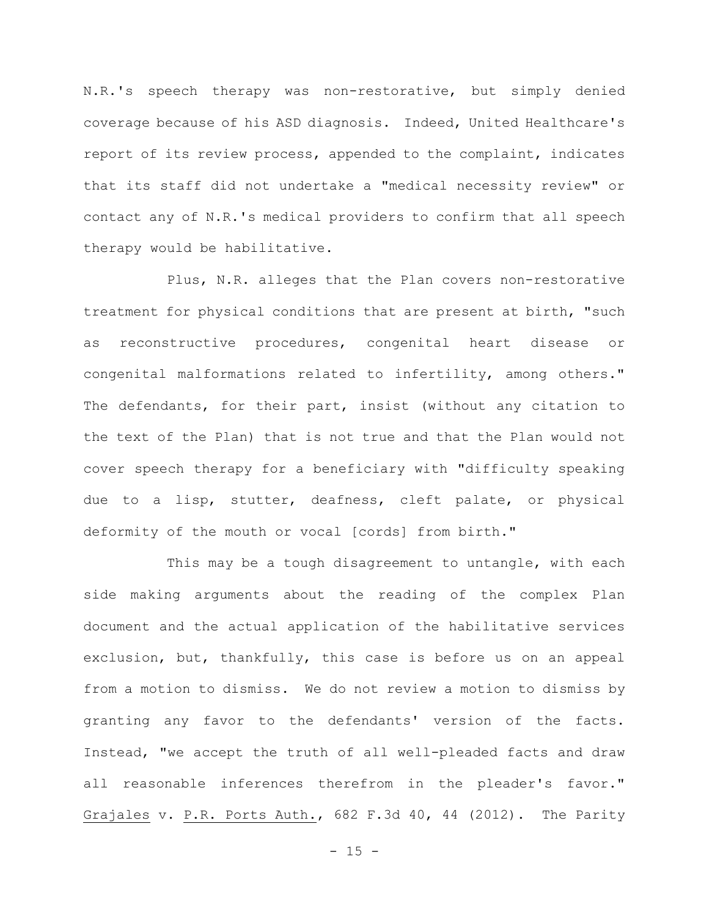N.R.'s speech therapy was non-restorative, but simply denied coverage because of his ASD diagnosis. Indeed, United Healthcare's report of its review process, appended to the complaint, indicates that its staff did not undertake a "medical necessity review" or contact any of N.R.'s medical providers to confirm that all speech therapy would be habilitative.

Plus, N.R. alleges that the Plan covers non-restorative treatment for physical conditions that are present at birth, "such as reconstructive procedures, congenital heart disease or congenital malformations related to infertility, among others." The defendants, for their part, insist (without any citation to the text of the Plan) that is not true and that the Plan would not cover speech therapy for a beneficiary with "difficulty speaking due to a lisp, stutter, deafness, cleft palate, or physical deformity of the mouth or vocal [cords] from birth."

This may be a tough disagreement to untangle, with each side making arguments about the reading of the complex Plan document and the actual application of the habilitative services exclusion, but, thankfully, this case is before us on an appeal from a motion to dismiss. We do not review a motion to dismiss by granting any favor to the defendants' version of the facts. Instead, "we accept the truth of all well-pleaded facts and draw all reasonable inferences therefrom in the pleader's favor." Grajales v. P.R. Ports Auth., 682 F.3d 40, 44 (2012). The Parity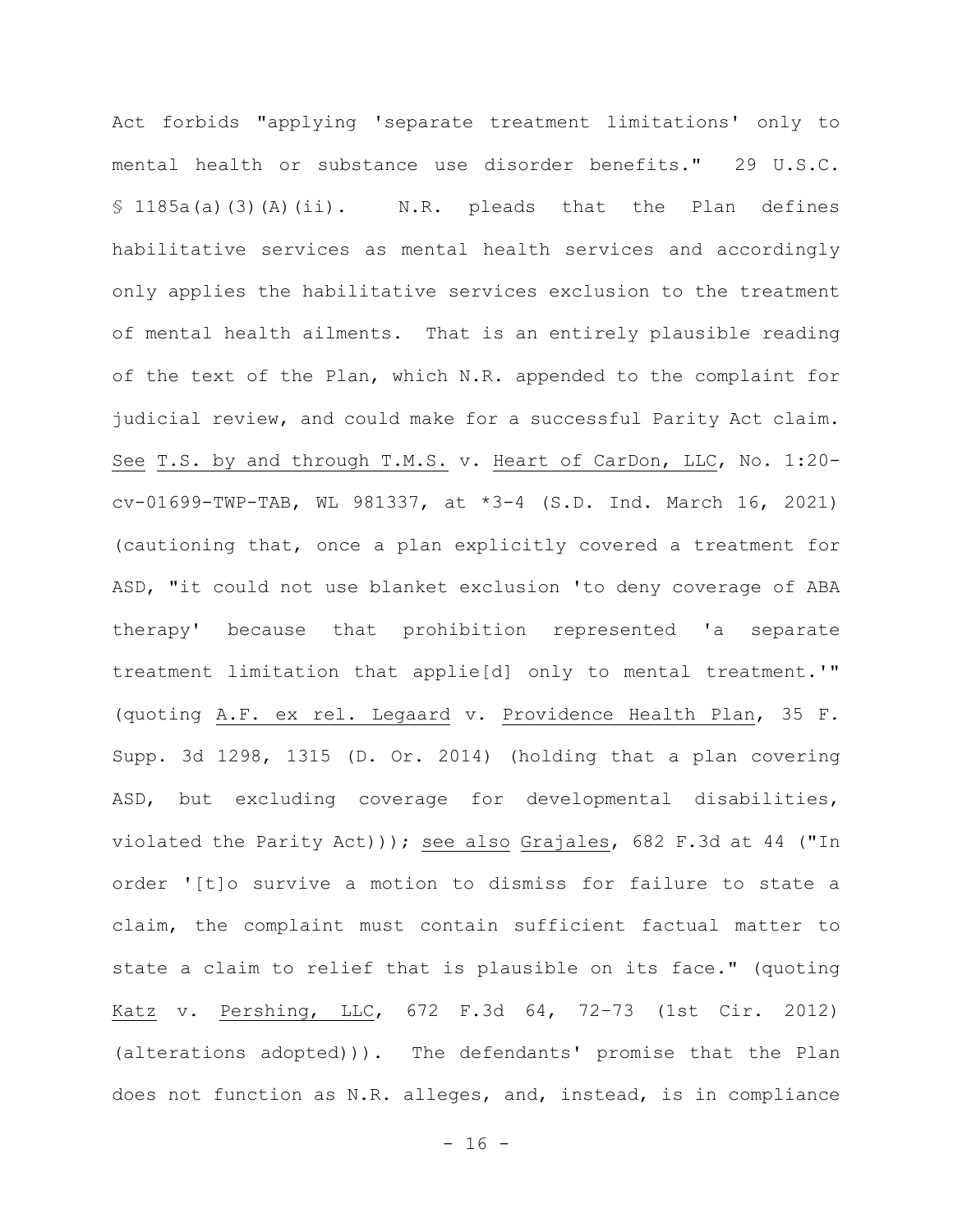Act forbids "applying 'separate treatment limitations' only to mental health or substance use disorder benefits." 29 U.S.C. § 1185a(a)(3)(A)(ii). N.R. pleads that the Plan defines habilitative services as mental health services and accordingly only applies the habilitative services exclusion to the treatment of mental health ailments. That is an entirely plausible reading of the text of the Plan, which N.R. appended to the complaint for judicial review, and could make for a successful Parity Act claim. See T.S. by and through T.M.S. v. Heart of CarDon, LLC, No. 1:20-cv-01699-TWP-TAB, WL 981337, at *3-4 (S.D. Ind. March 16, 2021) (cautioning that, once a plan explicitly covered a treatment for ASD, "it could not use blanket exclusion 'to deny coverage of ABA therapy' because that prohibition represented 'a separate treatment limitation that applie[d] only to mental treatment.'" (quoting A.F. ex rel. Legaard v. Providence Health Plan, 35 F. Supp. 3d 1298, 1315 (D. Or. 2014) (holding that a plan covering ASD, but excluding coverage for developmental disabilities, violated the Parity Act))); see also Grajales, 682 F.3d at 44 ("In order '[t]o survive a motion to dismiss for failure to state a claim, the complaint must contain sufficient factual matter to state a claim to relief that is plausible on its face." (quoting Katz v. Pershing, LLC, 672 F.3d 64, 72–73 (1st Cir. 2012) (alterations adopted))). The defendants' promise that the Plan does not function as N.R. alleges, and, instead, is in compliance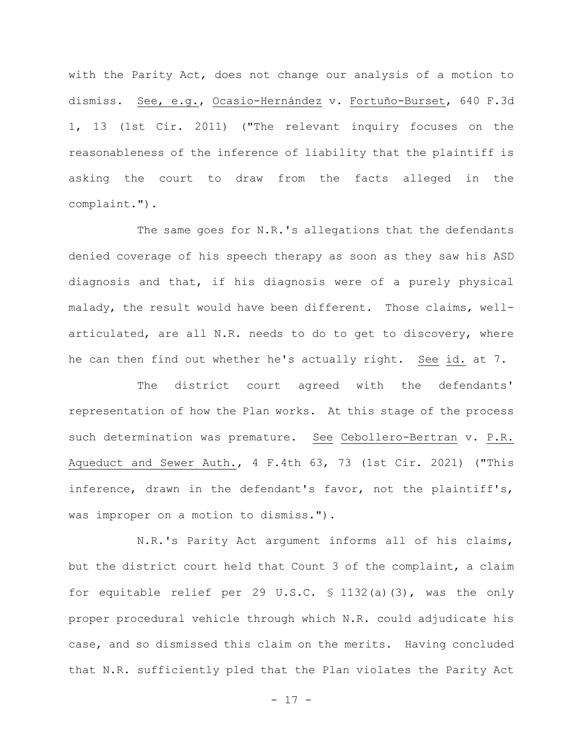with the Parity Act, does not change our analysis of a motion to dismiss. See, e.g., Ocasio-Hernández v. Fortuño-Burset, 640 F.3d 1, 13 (1st Cir. 2011) ("The relevant inquiry focuses on the reasonableness of the inference of liability that the plaintiff is asking the court to draw from the facts alleged in the complaint.").

The same goes for N.R.'s allegations that the defendants denied coverage of his speech therapy as soon as they saw his ASD diagnosis and that, if his diagnosis were of a purely physical malady, the result would have been different. Those claims, well-articulated, are all N.R. needs to do to get to discovery, where he can then find out whether he's actually right. See id. at 7.

The district court agreed with the defendants' representation of how the Plan works. At this stage of the process such determination was premature. See Cebollero-Bertran v. P.R. Aqueduct and Sewer Auth., 4 F.4th 63, 73 (1st Cir. 2021) ("This inference, drawn in the defendant's favor, not the plaintiff's, was improper on a motion to dismiss.").

N.R.'s Parity Act argument informs all of his claims, but the district court held that Count 3 of the complaint, a claim for equitable relief per 29 U.S.C. § 1132(a)(3), was the only proper procedural vehicle through which N.R. could adjudicate his case, and so dismissed this claim on the merits. Having concluded that N.R. sufficiently pled that the Plan violates the Parity Act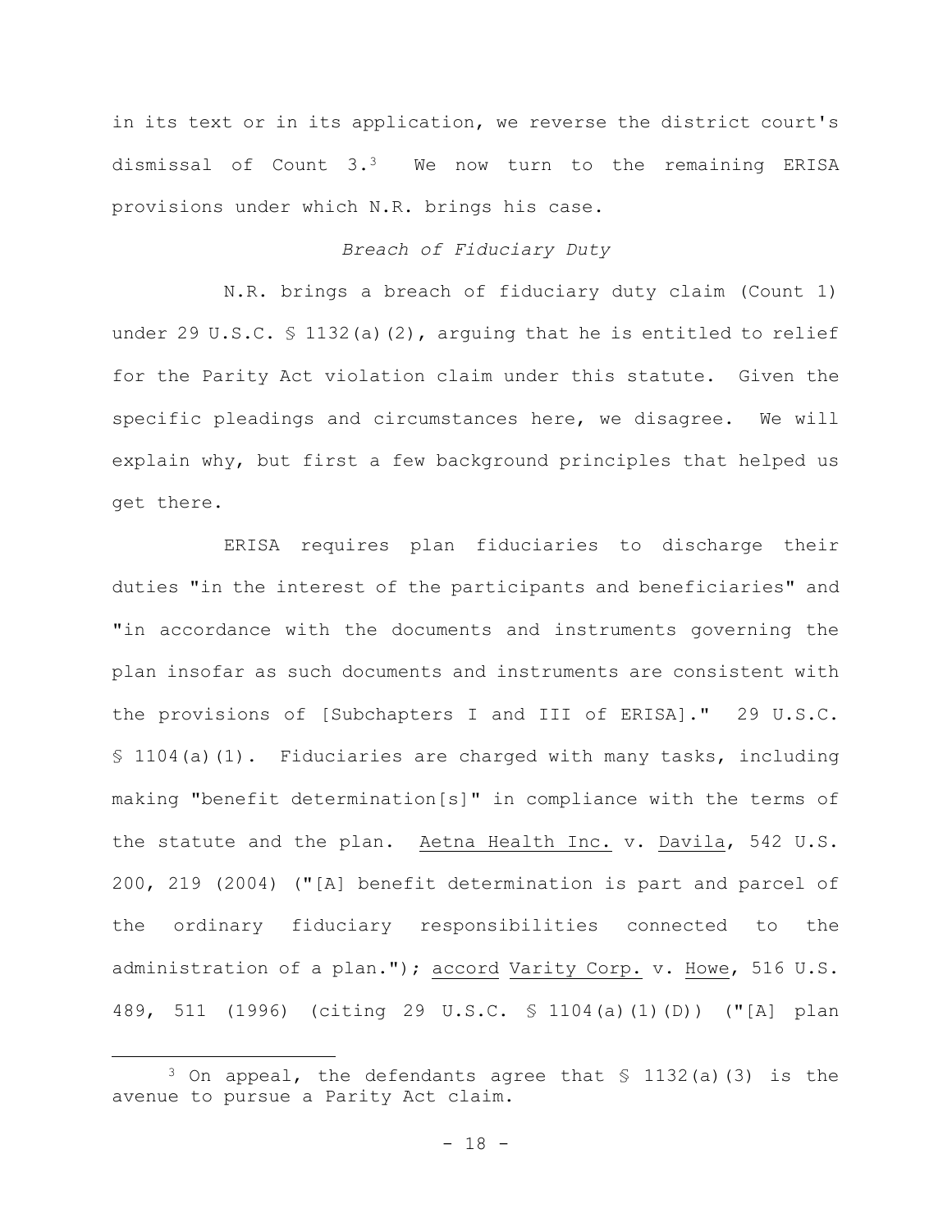in its text or in its application, we reverse the district court's dismissal of Count 3.[3] We now turn to the remaining ERISA provisions under which N.R. brings his case.

*Breach of Fiduciary Duty*

N.R. brings a breach of fiduciary duty claim (Count 1) under 29 U.S.C. § 1132(a)(2), arguing that he is entitled to relief for the Parity Act violation claim under this statute. Given the specific pleadings and circumstances here, we disagree. We will explain why, but first a few background principles that helped us get there.

ERISA requires plan fiduciaries to discharge their duties "in the interest of the participants and beneficiaries" and "in accordance with the documents and instruments governing the plan insofar as such documents and instruments are consistent with the provisions of [Subchapters I and III of ERISA]." 29 U.S.C. § 1104(a)(1). Fiduciaries are charged with many tasks, including making "benefit determination[s]" in compliance with the terms of the statute and the plan. Aetna Health Inc. v. Davila, 542 U.S. 200, 219 (2004) ("[A] benefit determination is part and parcel of the ordinary fiduciary responsibilities connected to the administration of a plan."); accord Varity Corp. v. Howe, 516 U.S. 489, 511 (1996) (citing 29 U.S.C. § 1104(a)(1)(D)) ("[A] plan

[3] On appeal, the defendants agree that § 1132(a)(3) is the avenue to pursue a Parity Act claim.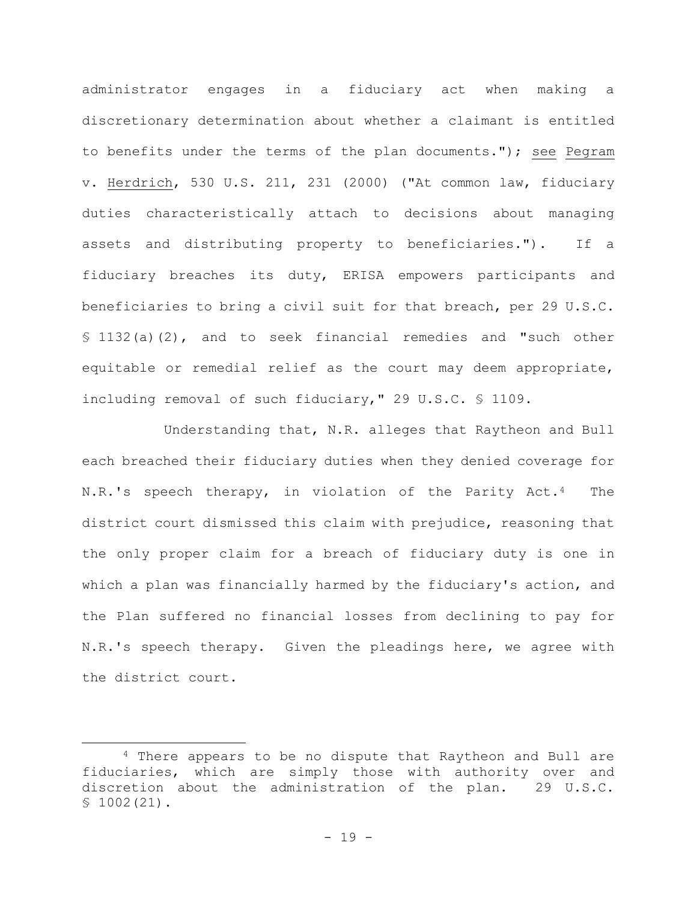administrator engages in a fiduciary act when making a discretionary determination about whether a claimant is entitled to benefits under the terms of the plan documents."); see Pegram v. Herdrich, 530 U.S. 211, 231 (2000) ("At common law, fiduciary duties characteristically attach to decisions about managing assets and distributing property to beneficiaries."). If a fiduciary breaches its duty, ERISA empowers participants and beneficiaries to bring a civil suit for that breach, per 29 U.S.C. § 1132(a)(2), and to seek financial remedies and "such other equitable or remedial relief as the court may deem appropriate, including removal of such fiduciary," 29 U.S.C. § 1109.

Understanding that, N.R. alleges that Raytheon and Bull each breached their fiduciary duties when they denied coverage for N.R.'s speech therapy, in violation of the Parity Act.[4] The district court dismissed this claim with prejudice, reasoning that the only proper claim for a breach of fiduciary duty is one in which a plan was financially harmed by the fiduciary's action, and the Plan suffered no financial losses from declining to pay for N.R.'s speech therapy. Given the pleadings here, we agree with the district court.

[4] There appears to be no dispute that Raytheon and Bull are fiduciaries, which are simply those with authority over and discretion about the administration of the plan. 29 U.S.C. § 1002(21).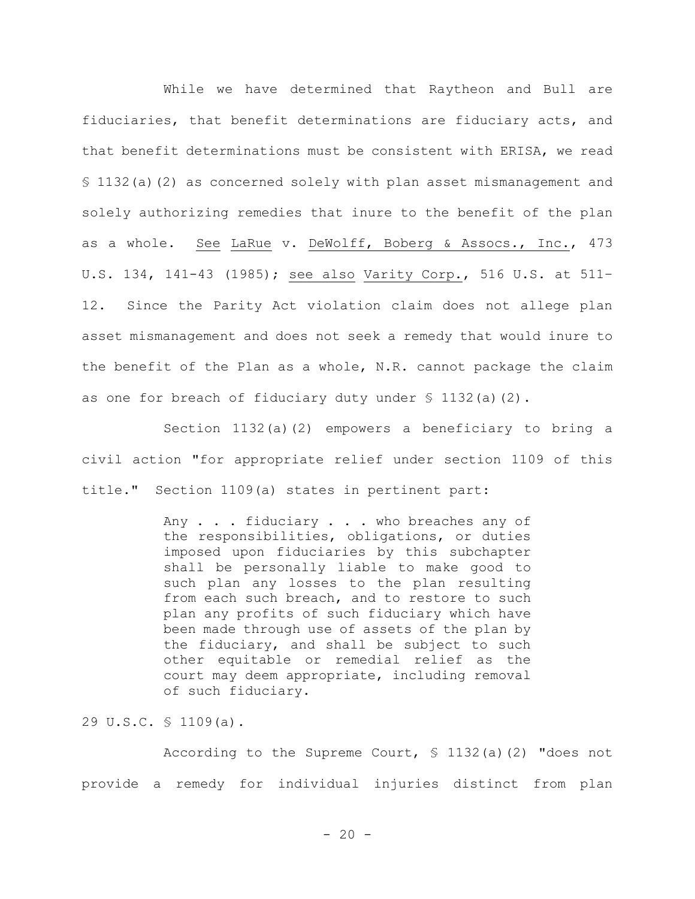While we have determined that Raytheon and Bull are fiduciaries, that benefit determinations are fiduciary acts, and that benefit determinations must be consistent with ERISA, we read § 1132(a)(2) as concerned solely with plan asset mismanagement and solely authorizing remedies that inure to the benefit of the plan as a whole. See LaRue v. DeWolff, Boberg & Assocs., Inc., 473 U.S. 134, 141-43 (1985); see also Varity Corp., 516 U.S. at 511-12. Since the Parity Act violation claim does not allege plan asset mismanagement and does not seek a remedy that would inure to the benefit of the Plan as a whole, N.R. cannot package the claim as one for breach of fiduciary duty under § 1132(a)(2).

Section 1132(a)(2) empowers a beneficiary to bring a civil action "for appropriate relief under section 1109 of this title." Section 1109(a) states in pertinent part:

> Any . . . fiduciary . . . who breaches any of the responsibilities, obligations, or duties imposed upon fiduciaries by this subchapter shall be personally liable to make good to such plan any losses to the plan resulting from each such breach, and to restore to such plan any profits of such fiduciary which have been made through use of assets of the plan by the fiduciary, and shall be subject to such other equitable or remedial relief as the court may deem appropriate, including removal of such fiduciary.

29 U.S.C. § 1109(a).

According to the Supreme Court, § 1132(a)(2) "does not provide a remedy for individual injuries distinct from plan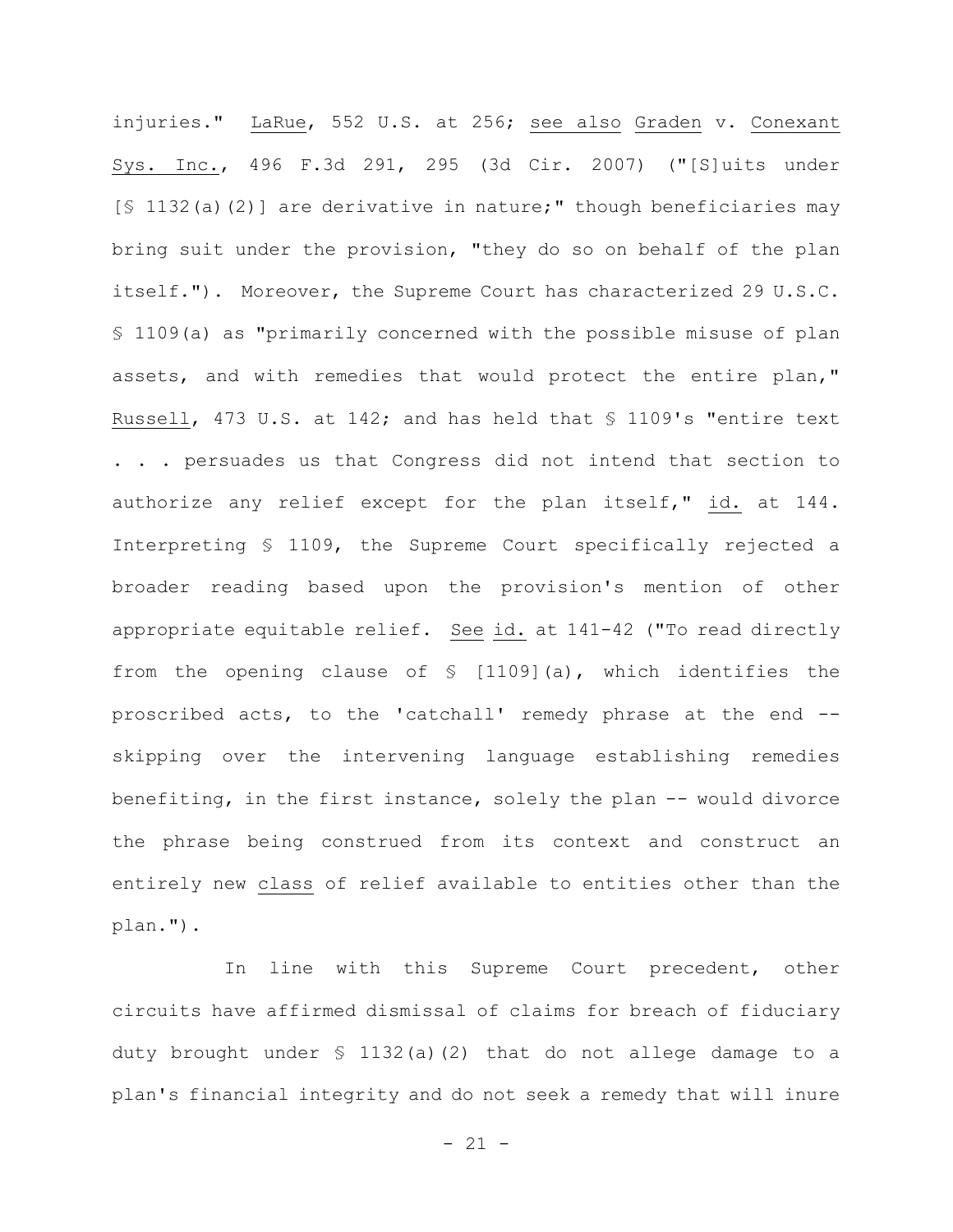injuries." LaRue, 552 U.S. at 256; see also Graden v. Conexant Sys. Inc., 496 F.3d 291, 295 (3d Cir. 2007) ("[S]uits under [§ 1132(a)(2)] are derivative in nature;" though beneficiaries may bring suit under the provision, "they do so on behalf of the plan itself."). Moreover, the Supreme Court has characterized 29 U.S.C. § 1109(a) as "primarily concerned with the possible misuse of plan assets, and with remedies that would protect the entire plan," Russell, 473 U.S. at 142; and has held that § 1109's "entire text . . . persuades us that Congress did not intend that section to authorize any relief except for the plan itself," id. at 144. Interpreting § 1109, the Supreme Court specifically rejected a broader reading based upon the provision's mention of other appropriate equitable relief. See id. at 141-42 ("To read directly from the opening clause of § [1109](a), which identifies the proscribed acts, to the 'catchall' remedy phrase at the end -- skipping over the intervening language establishing remedies benefiting, in the first instance, solely the plan -- would divorce the phrase being construed from its context and construct an entirely new class of relief available to entities other than the plan.").

In line with this Supreme Court precedent, other circuits have affirmed dismissal of claims for breach of fiduciary duty brought under § 1132(a)(2) that do not allege damage to a plan's financial integrity and do not seek a remedy that will inure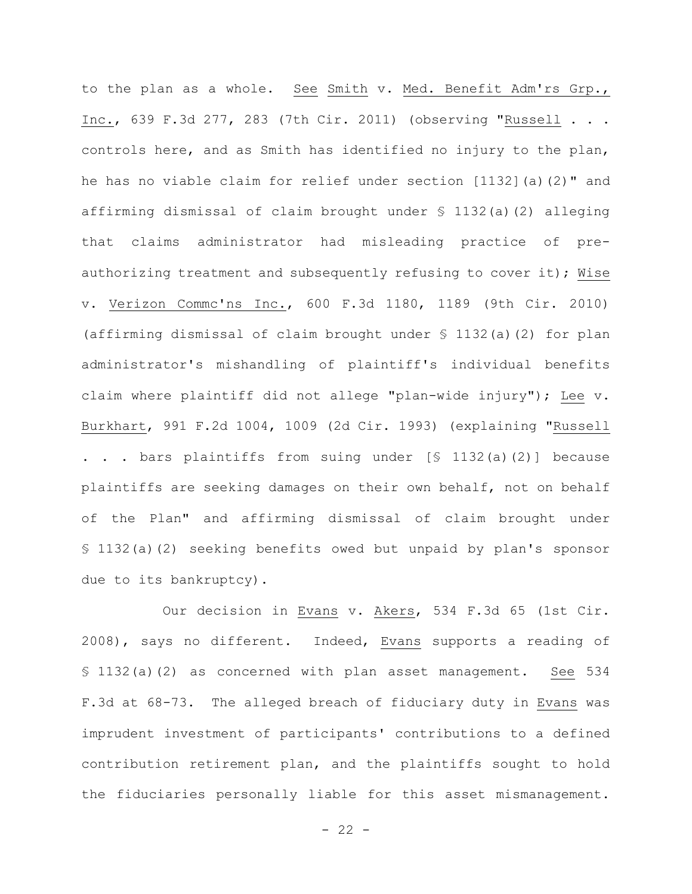to the plan as a whole. See Smith v. Med. Benefit Adm'rs Grp., Inc., 639 F.3d 277, 283 (7th Cir. 2011) (observing "Russell . . . controls here, and as Smith has identified no injury to the plan, he has no viable claim for relief under section [1132](a)(2)" and affirming dismissal of claim brought under § 1132(a)(2) alleging that claims administrator had misleading practice of pre-authorizing treatment and subsequently refusing to cover it); Wise v. Verizon Commc'ns Inc., 600 F.3d 1180, 1189 (9th Cir. 2010) (affirming dismissal of claim brought under § 1132(a)(2) for plan administrator's mishandling of plaintiff's individual benefits claim where plaintiff did not allege "plan-wide injury"); Lee v. Burkhart, 991 F.2d 1004, 1009 (2d Cir. 1993) (explaining "Russell . . . bars plaintiffs from suing under [§ 1132(a)(2)] because plaintiffs are seeking damages on their own behalf, not on behalf of the Plan" and affirming dismissal of claim brought under § 1132(a)(2) seeking benefits owed but unpaid by plan's sponsor due to its bankruptcy).

Our decision in Evans v. Akers, 534 F.3d 65 (1st Cir. 2008), says no different. Indeed, Evans supports a reading of § 1132(a)(2) as concerned with plan asset management. See 534 F.3d at 68-73. The alleged breach of fiduciary duty in Evans was imprudent investment of participants' contributions to a defined contribution retirement plan, and the plaintiffs sought to hold the fiduciaries personally liable for this asset mismanagement.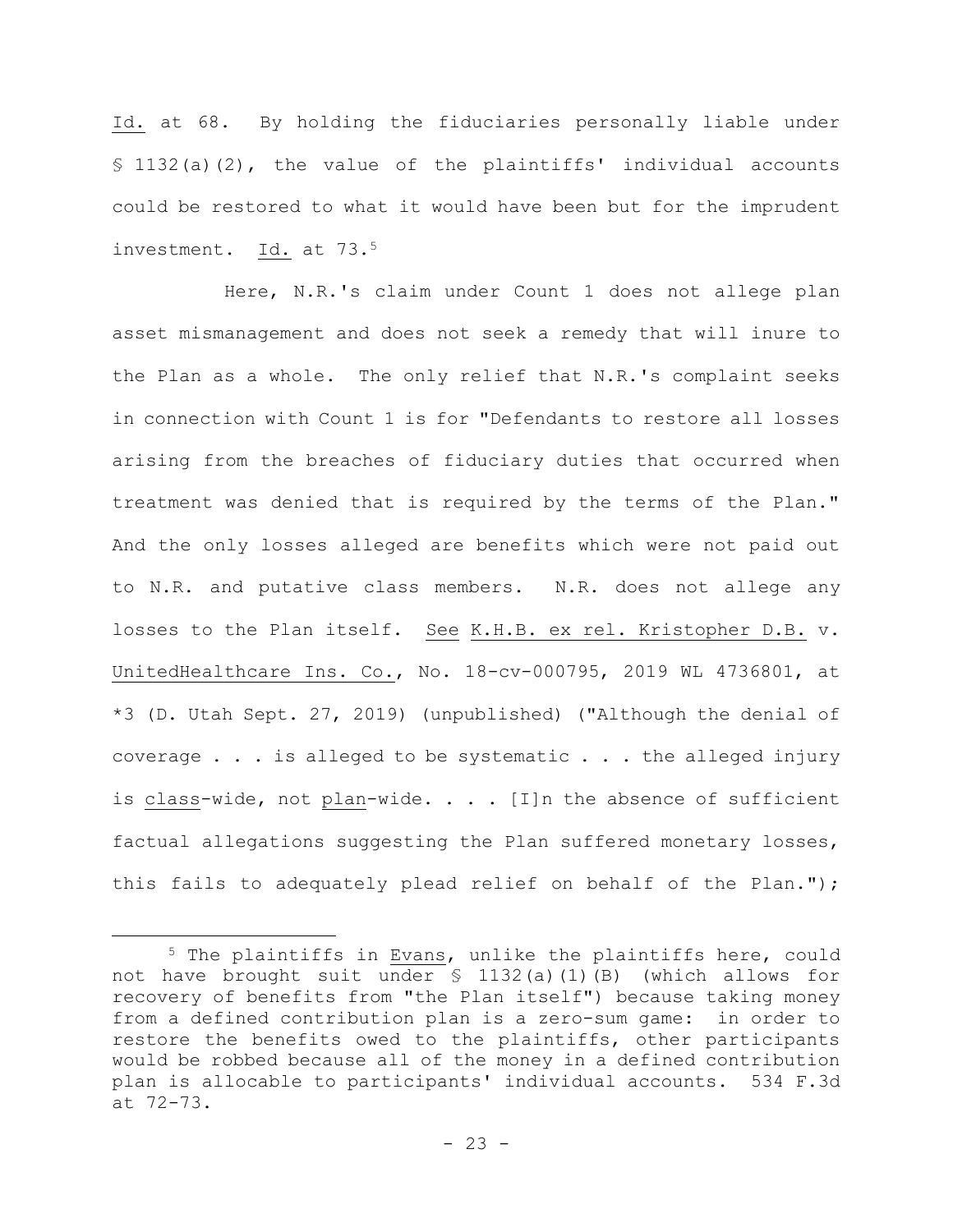Id. at 68. By holding the fiduciaries personally liable under § 1132(a)(2), the value of the plaintiffs' individual accounts could be restored to what it would have been but for the imprudent investment. Id. at 73.[5]

Here, N.R.'s claim under Count 1 does not allege plan asset mismanagement and does not seek a remedy that will inure to the Plan as a whole. The only relief that N.R.'s complaint seeks in connection with Count 1 is for "Defendants to restore all losses arising from the breaches of fiduciary duties that occurred when treatment was denied that is required by the terms of the Plan." And the only losses alleged are benefits which were not paid out to N.R. and putative class members. N.R. does not allege any losses to the Plan itself. See K.H.B. ex rel. Kristopher D.B. v. UnitedHealthcare Ins. Co., No. 18-cv-000795, 2019 WL 4736801, at *3 (D. Utah Sept. 27, 2019) (unpublished) ("Although the denial of coverage . . . is alleged to be systematic . . . the alleged injury is class-wide, not plan-wide. . . . [I]n the absence of sufficient factual allegations suggesting the Plan suffered monetary losses, this fails to adequately plead relief on behalf of the Plan.");

---

[5] The plaintiffs in Evans, unlike the plaintiffs here, could not have brought suit under § 1132(a)(1)(B) (which allows for recovery of benefits from "the Plan itself") because taking money from a defined contribution plan is a zero-sum game: in order to restore the benefits owed to the plaintiffs, other participants would be robbed because all of the money in a defined contribution plan is allocable to participants' individual accounts. 534 F.3d at 72-73.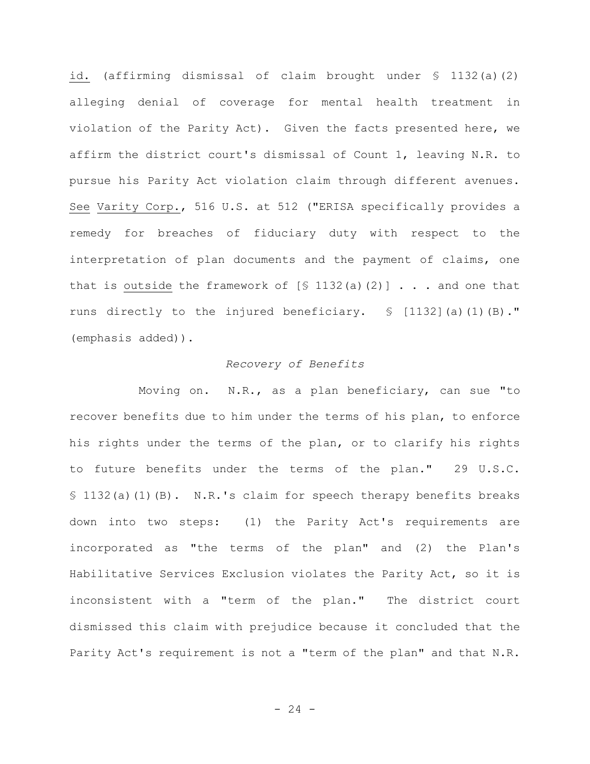id. (affirming dismissal of claim brought under § 1132(a)(2) alleging denial of coverage for mental health treatment in violation of the Parity Act). Given the facts presented here, we affirm the district court's dismissal of Count 1, leaving N.R. to pursue his Parity Act violation claim through different avenues. See Varity Corp., 516 U.S. at 512 ("ERISA specifically provides a remedy for breaches of fiduciary duty with respect to the interpretation of plan documents and the payment of claims, one that is outside the framework of [§ 1132(a)(2)] . . . and one that runs directly to the injured beneficiary. § [1132](a)(1)(B)." (emphasis added)).

*Recovery of Benefits*

Moving on. N.R., as a plan beneficiary, can sue "to recover benefits due to him under the terms of his plan, to enforce his rights under the terms of the plan, or to clarify his rights to future benefits under the terms of the plan." 29 U.S.C. § 1132(a)(1)(B). N.R.'s claim for speech therapy benefits breaks down into two steps: (1) the Parity Act's requirements are incorporated as "the terms of the plan" and (2) the Plan's Habilitative Services Exclusion violates the Parity Act, so it is inconsistent with a "term of the plan." The district court dismissed this claim with prejudice because it concluded that the Parity Act's requirement is not a "term of the plan" and that N.R.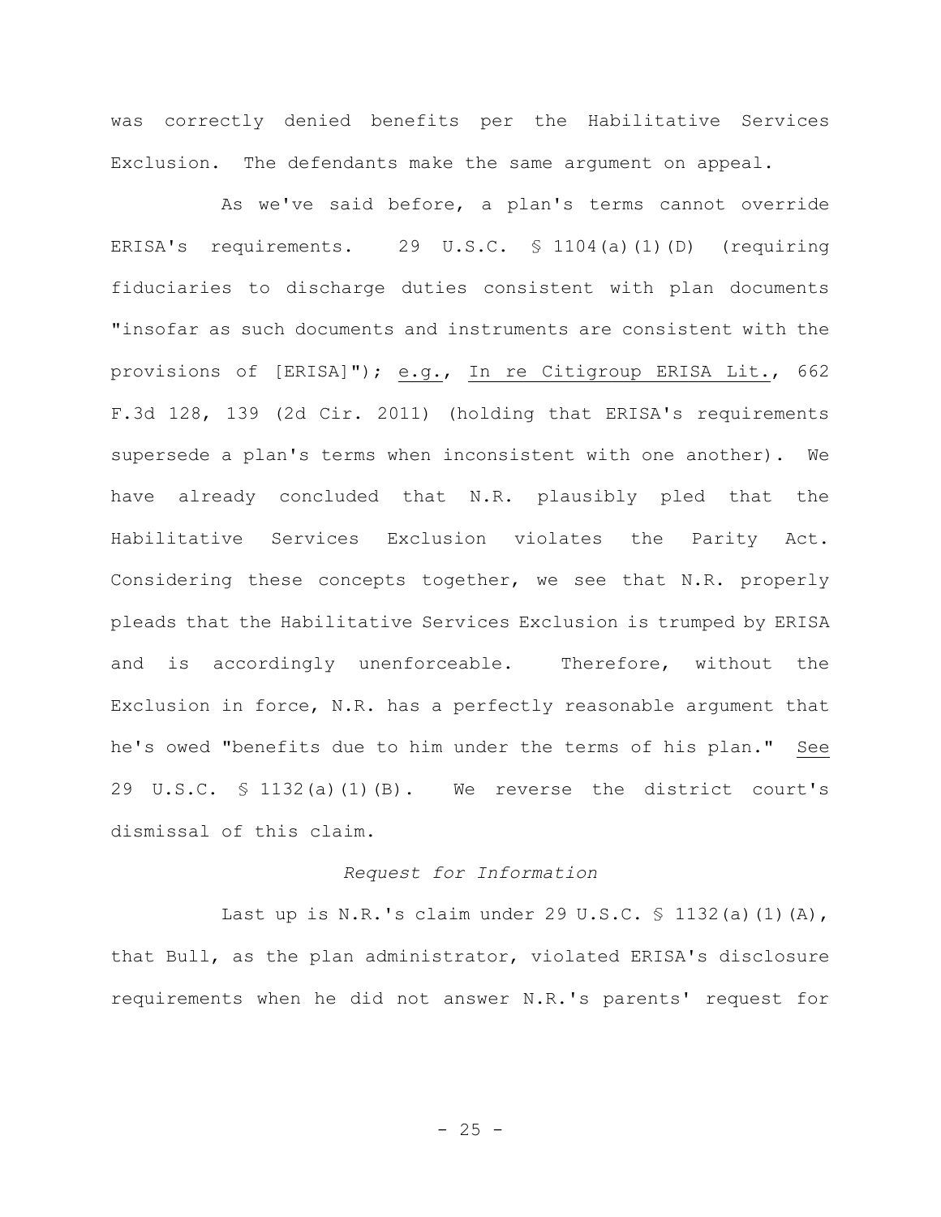was correctly denied benefits per the Habilitative Services Exclusion. The defendants make the same argument on appeal.

As we've said before, a plan's terms cannot override ERISA's requirements. 29 U.S.C. § 1104(a)(1)(D) (requiring fiduciaries to discharge duties consistent with plan documents "insofar as such documents and instruments are consistent with the provisions of [ERISA]"); e.g., In re Citigroup ERISA Lit., 662 F.3d 128, 139 (2d Cir. 2011) (holding that ERISA's requirements supersede a plan's terms when inconsistent with one another). We have already concluded that N.R. plausibly pled that the Habilitative Services Exclusion violates the Parity Act. Considering these concepts together, we see that N.R. properly pleads that the Habilitative Services Exclusion is trumped by ERISA and is accordingly unenforceable. Therefore, without the Exclusion in force, N.R. has a perfectly reasonable argument that he's owed "benefits due to him under the terms of his plan." See 29 U.S.C. § 1132(a)(1)(B). We reverse the district court's dismissal of this claim.

*Request for Information*

Last up is N.R.'s claim under 29 U.S.C. § 1132(a)(1)(A), that Bull, as the plan administrator, violated ERISA's disclosure requirements when he did not answer N.R.'s parents' request for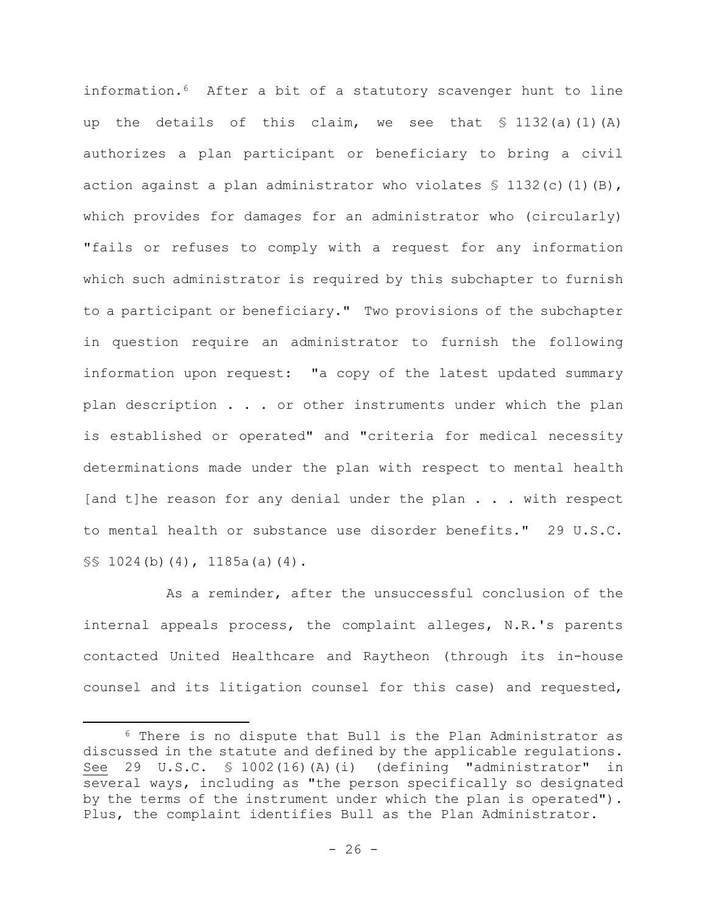information.[6] After a bit of a statutory scavenger hunt to line up the details of this claim, we see that § 1132(a)(1)(A) authorizes a plan participant or beneficiary to bring a civil action against a plan administrator who violates § 1132(c)(1)(B), which provides for damages for an administrator who (circularly) "fails or refuses to comply with a request for any information which such administrator is required by this subchapter to furnish to a participant or beneficiary." Two provisions of the subchapter in question require an administrator to furnish the following information upon request: "a copy of the latest updated summary plan description . . . or other instruments under which the plan is established or operated" and "criteria for medical necessity determinations made under the plan with respect to mental health [and t]he reason for any denial under the plan . . . with respect to mental health or substance use disorder benefits." 29 U.S.C. §§ 1024(b)(4), 1185a(a)(4).

As a reminder, after the unsuccessful conclusion of the internal appeals process, the complaint alleges, N.R.'s parents contacted United Healthcare and Raytheon (through its in-house counsel and its litigation counsel for this case) and requested,

---

[6] There is no dispute that Bull is the Plan Administrator as discussed in the statute and defined by the applicable regulations. <u>See</u> 29 U.S.C. § 1002(16)(A)(i) (defining "administrator" in several ways, including as "the person specifically so designated by the terms of the instrument under which the plan is operated"). Plus, the complaint identifies Bull as the Plan Administrator.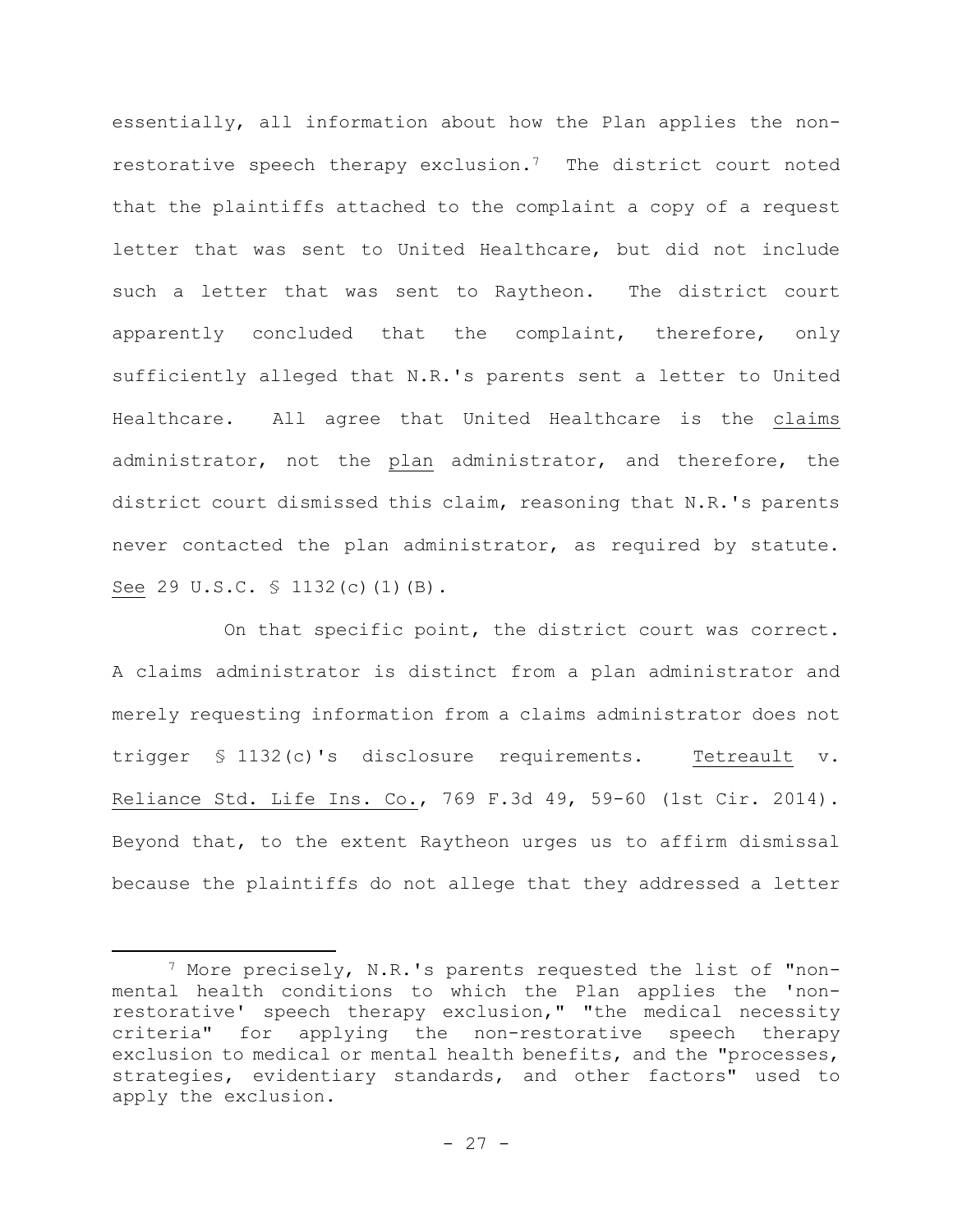essentially, all information about how the Plan applies the non-restorative speech therapy exclusion.[7] The district court noted that the plaintiffs attached to the complaint a copy of a request letter that was sent to United Healthcare, but did not include such a letter that was sent to Raytheon. The district court apparently concluded that the complaint, therefore, only sufficiently alleged that N.R.'s parents sent a letter to United Healthcare. All agree that United Healthcare is the claims administrator, not the plan administrator, and therefore, the district court dismissed this claim, reasoning that N.R.'s parents never contacted the plan administrator, as required by statute. See 29 U.S.C. § 1132(c)(1)(B).

On that specific point, the district court was correct. A claims administrator is distinct from a plan administrator and merely requesting information from a claims administrator does not trigger § 1132(c)'s disclosure requirements. Tetreault v. Reliance Std. Life Ins. Co., 769 F.3d 49, 59-60 (1st Cir. 2014). Beyond that, to the extent Raytheon urges us to affirm dismissal because the plaintiffs do not allege that they addressed a letter

[7] More precisely, N.R.'s parents requested the list of "non-mental health conditions to which the Plan applies the 'non-restorative' speech therapy exclusion," "the medical necessity criteria" for applying the non-restorative speech therapy exclusion to medical or mental health benefits, and the "processes, strategies, evidentiary standards, and other factors" used to apply the exclusion.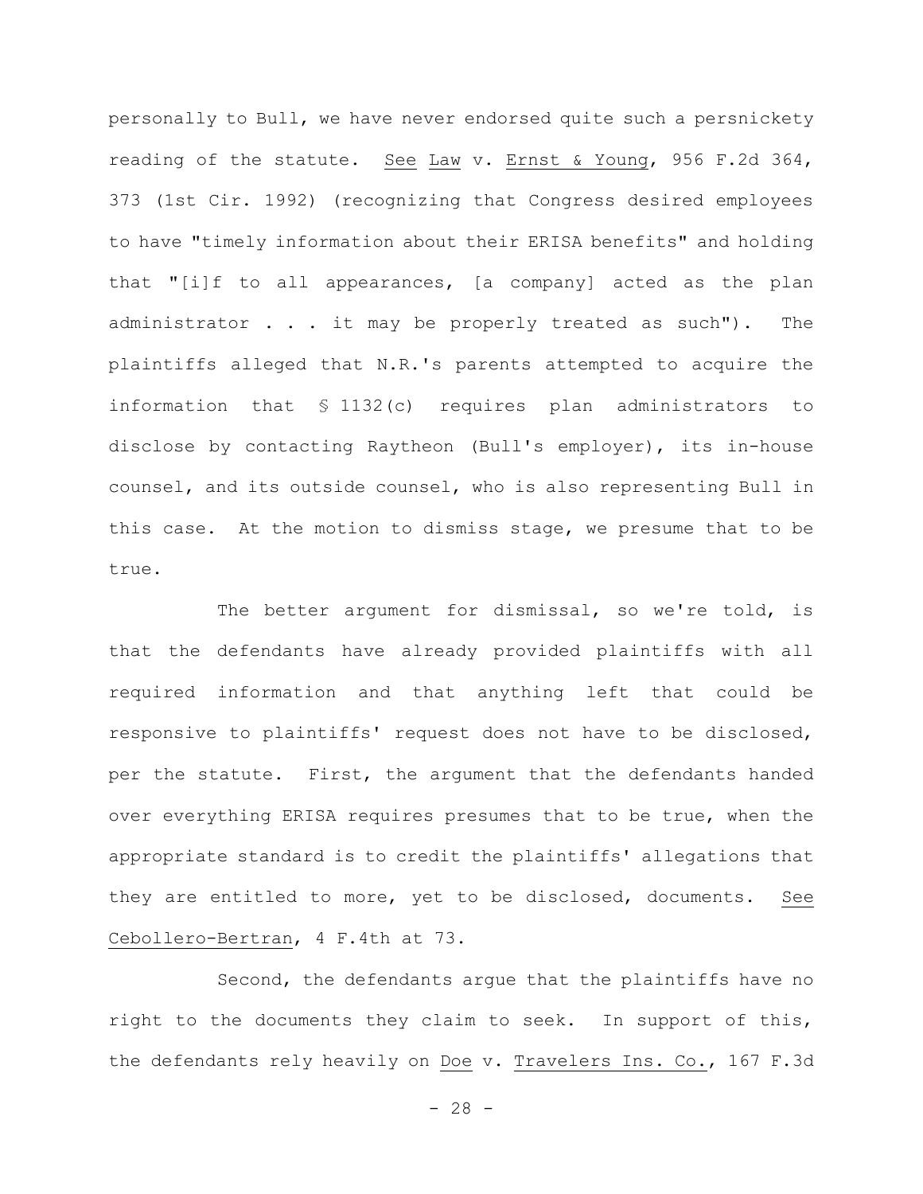personally to Bull, we have never endorsed quite such a persnickety reading of the statute. See Law v. Ernst & Young, 956 F.2d 364, 373 (1st Cir. 1992) (recognizing that Congress desired employees to have "timely information about their ERISA benefits" and holding that "[i]f to all appearances, [a company] acted as the plan administrator . . . it may be properly treated as such"). The plaintiffs alleged that N.R.'s parents attempted to acquire the information that § 1132(c) requires plan administrators to disclose by contacting Raytheon (Bull's employer), its in-house counsel, and its outside counsel, who is also representing Bull in this case. At the motion to dismiss stage, we presume that to be true.

The better argument for dismissal, so we're told, is that the defendants have already provided plaintiffs with all required information and that anything left that could be responsive to plaintiffs' request does not have to be disclosed, per the statute. First, the argument that the defendants handed over everything ERISA requires presumes that to be true, when the appropriate standard is to credit the plaintiffs' allegations that they are entitled to more, yet to be disclosed, documents. See Cebollero-Bertran, 4 F.4th at 73.

Second, the defendants argue that the plaintiffs have no right to the documents they claim to seek. In support of this, the defendants rely heavily on Doe v. Travelers Ins. Co., 167 F.3d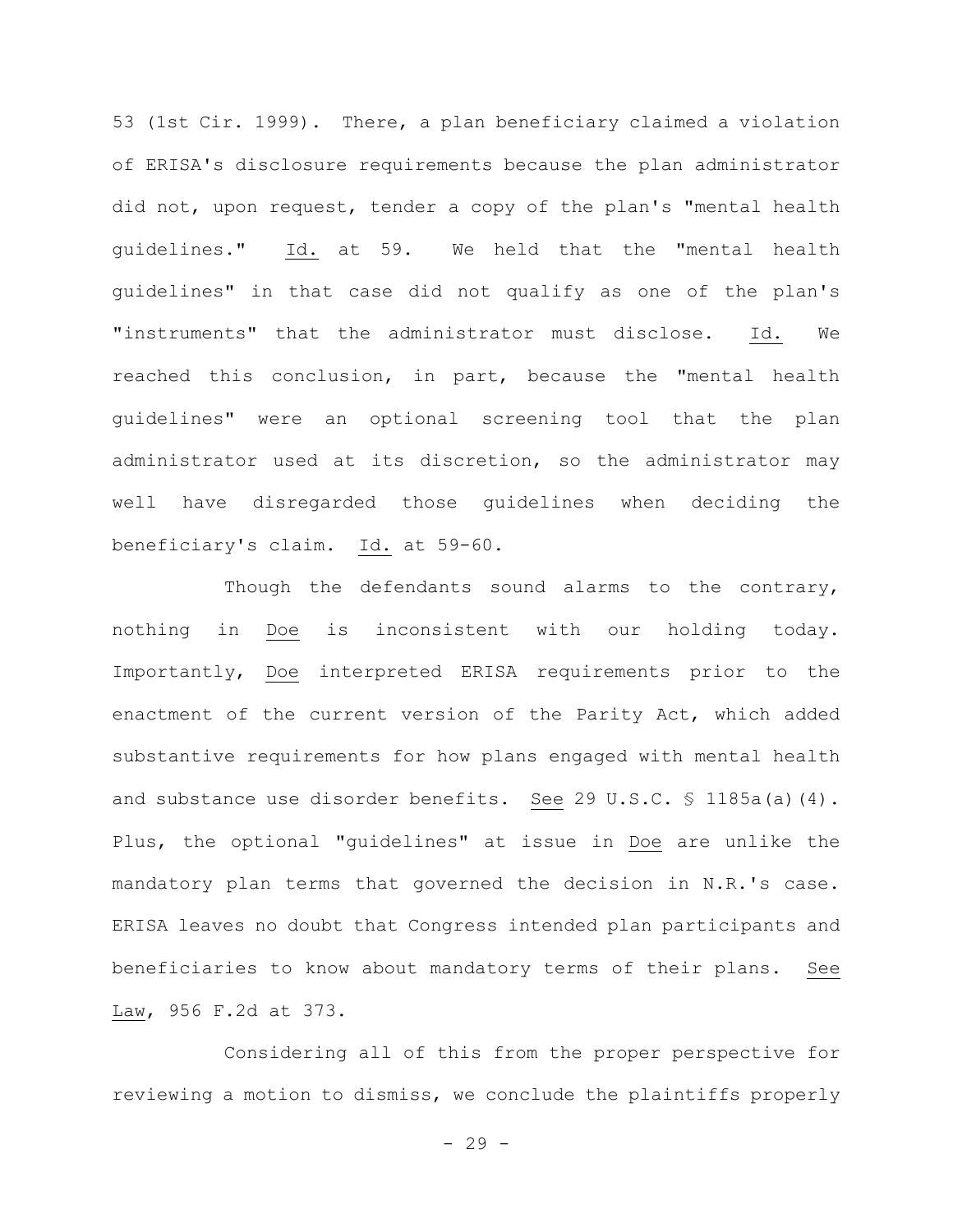53 (1st Cir. 1999). There, a plan beneficiary claimed a violation of ERISA's disclosure requirements because the plan administrator did not, upon request, tender a copy of the plan's "mental health guidelines." Id. at 59. We held that the "mental health guidelines" in that case did not qualify as one of the plan's "instruments" that the administrator must disclose. Id. We reached this conclusion, in part, because the "mental health guidelines" were an optional screening tool that the plan administrator used at its discretion, so the administrator may well have disregarded those guidelines when deciding the beneficiary's claim. Id. at 59-60.

Though the defendants sound alarms to the contrary, nothing in Doe is inconsistent with our holding today. Importantly, Doe interpreted ERISA requirements prior to the enactment of the current version of the Parity Act, which added substantive requirements for how plans engaged with mental health and substance use disorder benefits. See 29 U.S.C. § 1185a(a)(4). Plus, the optional "guidelines" at issue in Doe are unlike the mandatory plan terms that governed the decision in N.R.'s case. ERISA leaves no doubt that Congress intended plan participants and beneficiaries to know about mandatory terms of their plans. See Law, 956 F.2d at 373.

Considering all of this from the proper perspective for reviewing a motion to dismiss, we conclude the plaintiffs properly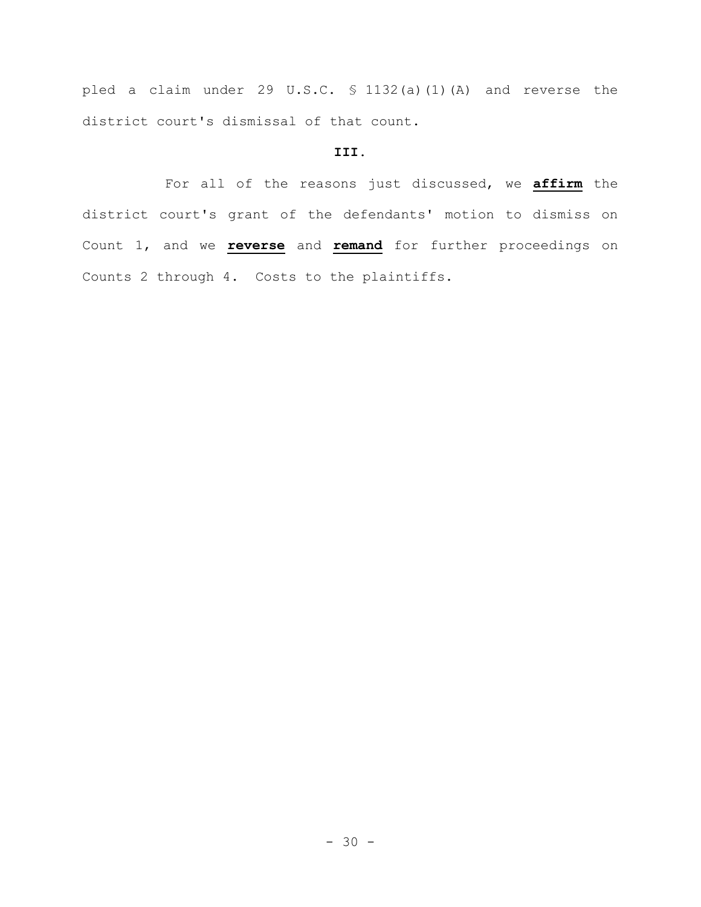pled a claim under 29 U.S.C. § 1132(a)(1)(A) and reverse the district court's dismissal of that count.

**III.**

For all of the reasons just discussed, we **affirm** the district court's grant of the defendants' motion to dismiss on Count 1, and we **reverse** and **remand** for further proceedings on Counts 2 through 4. Costs to the plaintiffs.